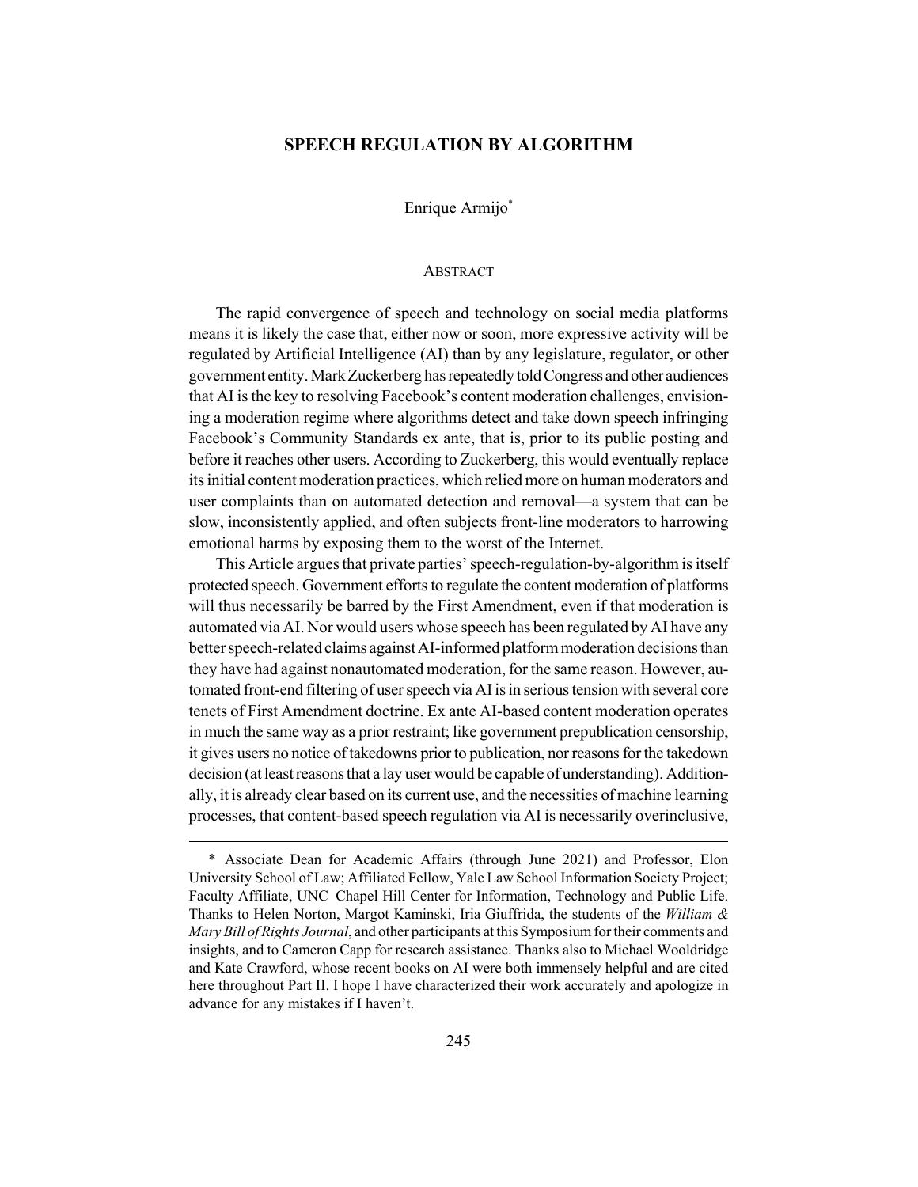# SPEECH REGULATION BY ALGORITHM

Enrique Armijo*

## ABSTRACT

The rapid convergence of speech and technology on social media platforms means it is likely the case that, either now or soon, more expressive activity will be regulated by Artificial Intelligence (AI) than by any legislature, regulator, or other government entity. Mark Zuckerberg has repeatedly told Congress and other audiences that AI is the key to resolving Facebook's content moderation challenges, envisioning a moderation regime where algorithms detect and take down speech infringing Facebook's Community Standards ex ante, that is, prior to its public posting and before it reaches other users. According to Zuckerberg, this would eventually replace its initial content moderation practices, which relied more on human moderators and user complaints than on automated detection and removal—a system that can be slow, inconsistently applied, and often subjects front-line moderators to harrowing emotional harms by exposing them to the worst of the Internet.

This Article argues that private parties' speech-regulation-by-algorithm is itself protected speech. Government efforts to regulate the content moderation of platforms will thus necessarily be barred by the First Amendment, even if that moderation is automated via AI. Nor would users whose speech has been regulated by AI have any better speech-related claims against AI-informed platform moderation decisions than they have had against nonautomated moderation, for the same reason. However, automated front-end filtering of user speech via AI is in serious tension with several core tenets of First Amendment doctrine. Ex ante AI-based content moderation operates in much the same way as a prior restraint; like government prepublication censorship, it gives users no notice of takedowns prior to publication, nor reasons for the takedown decision (at least reasons that a lay user would be capable of understanding). Additionally, it is already clear based on its current use, and the necessities of machine learning processes, that content-based speech regulation via AI is necessarily overinclusive,

---

\* Associate Dean for Academic Affairs (through June 2021) and Professor, Elon University School of Law; Affiliated Fellow, Yale Law School Information Society Project; Faculty Affiliate, UNC–Chapel Hill Center for Information, Technology and Public Life. Thanks to Helen Norton, Margot Kaminski, Iria Giuffrida, the students of the *William & Mary Bill of Rights Journal*, and other participants at this Symposium for their comments and insights, and to Cameron Capp for research assistance. Thanks also to Michael Wooldridge and Kate Crawford, whose recent books on AI were both immensely helpful and are cited here throughout Part II. I hope I have characterized their work accurately and apologize in advance for any mistakes if I haven't.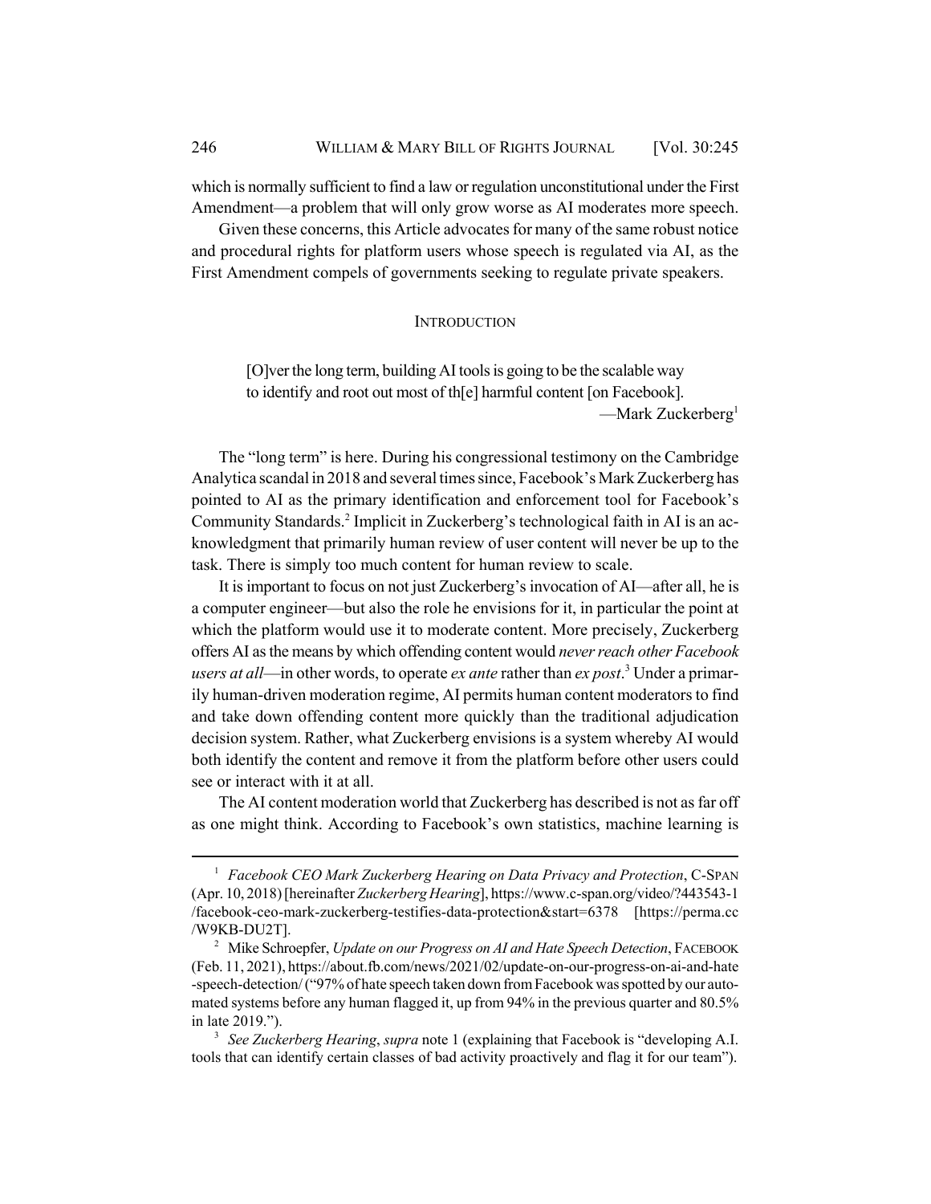which is normally sufficient to find a law or regulation unconstitutional under the First Amendment—a problem that will only grow worse as AI moderates more speech.

Given these concerns, this Article advocates for many of the same robust notice and procedural rights for platform users whose speech is regulated via AI, as the First Amendment compels of governments seeking to regulate private speakers.

## INTRODUCTION

> [O]ver the long term, building AI tools is going to be the scalable way to identify and root out most of th[e] harmful content [on Facebook].
>
> —Mark Zuckerberg[1]

The "long term" is here. During his congressional testimony on the Cambridge Analytica scandal in 2018 and several times since, Facebook's Mark Zuckerberg has pointed to AI as the primary identification and enforcement tool for Facebook's Community Standards.[2] Implicit in Zuckerberg's technological faith in AI is an acknowledgment that primarily human review of user content will never be up to the task. There is simply too much content for human review to scale.

It is important to focus on not just Zuckerberg's invocation of AI—after all, he is a computer engineer—but also the role he envisions for it, in particular the point at which the platform would use it to moderate content. More precisely, Zuckerberg offers AI as the means by which offending content would *never reach other Facebook users at all*—in other words, to operate *ex ante* rather than *ex post*.[3] Under a primarily human-driven moderation regime, AI permits human content moderators to find and take down offending content more quickly than the traditional adjudication decision system. Rather, what Zuckerberg envisions is a system whereby AI would both identify the content and remove it from the platform before other users could see or interact with it at all.

The AI content moderation world that Zuckerberg has described is not as far off as one might think. According to Facebook's own statistics, machine learning is

---

[1] *Facebook CEO Mark Zuckerberg Hearing on Data Privacy and Protection*, C-SPAN (Apr. 10, 2018) [hereinafter *Zuckerberg Hearing*], https://www.c-span.org/video/?443543-1/facebook-ceo-mark-zuckerberg-testifies-data-protection&start=6378 [https://perma.cc/W9KB-DU2T].

[2] Mike Schroepfer, *Update on our Progress on AI and Hate Speech Detection*, FACEBOOK (Feb. 11, 2021), https://about.fb.com/news/2021/02/update-on-our-progress-on-ai-and-hate-speech-detection/ ("97% of hate speech taken down from Facebook was spotted by our automated systems before any human flagged it, up from 94% in the previous quarter and 80.5% in late 2019.").

[3] *See Zuckerberg Hearing*, *supra* note 1 (explaining that Facebook is "developing A.I. tools that can identify certain classes of bad activity proactively and flag it for our team").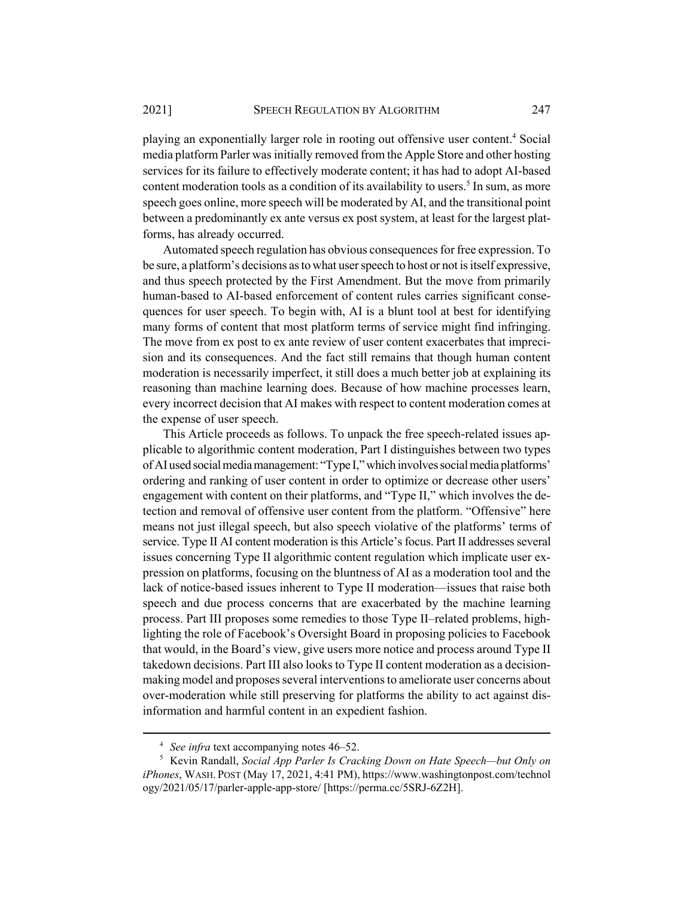playing an exponentially larger role in rooting out offensive user content.[4] Social media platform Parler was initially removed from the Apple Store and other hosting services for its failure to effectively moderate content; it has had to adopt AI-based content moderation tools as a condition of its availability to users.[5] In sum, as more speech goes online, more speech will be moderated by AI, and the transitional point between a predominantly ex ante versus ex post system, at least for the largest platforms, has already occurred.

Automated speech regulation has obvious consequences for free expression. To be sure, a platform's decisions as to what user speech to host or not is itself expressive, and thus speech protected by the First Amendment. But the move from primarily human-based to AI-based enforcement of content rules carries significant consequences for user speech. To begin with, AI is a blunt tool at best for identifying many forms of content that most platform terms of service might find infringing. The move from ex post to ex ante review of user content exacerbates that imprecision and its consequences. And the fact still remains that though human content moderation is necessarily imperfect, it still does a much better job at explaining its reasoning than machine learning does. Because of how machine processes learn, every incorrect decision that AI makes with respect to content moderation comes at the expense of user speech.

This Article proceeds as follows. To unpack the free speech-related issues applicable to algorithmic content moderation, Part I distinguishes between two types of AI used social media management: "Type I," which involves social media platforms' ordering and ranking of user content in order to optimize or decrease other users' engagement with content on their platforms, and "Type II," which involves the detection and removal of offensive user content from the platform. "Offensive" here means not just illegal speech, but also speech violative of the platforms' terms of service. Type II AI content moderation is this Article's focus. Part II addresses several issues concerning Type II algorithmic content regulation which implicate user expression on platforms, focusing on the bluntness of AI as a moderation tool and the lack of notice-based issues inherent to Type II moderation—issues that raise both speech and due process concerns that are exacerbated by the machine learning process. Part III proposes some remedies to those Type II–related problems, highlighting the role of Facebook's Oversight Board in proposing policies to Facebook that would, in the Board's view, give users more notice and process around Type II takedown decisions. Part III also looks to Type II content moderation as a decision-making model and proposes several interventions to ameliorate user concerns about over-moderation while still preserving for platforms the ability to act against disinformation and harmful content in an expedient fashion.

---

[4] *See infra* text accompanying notes 46–52.

[5] Kevin Randall, *Social App Parler Is Cracking Down on Hate Speech—but Only on iPhones*, WASH. POST (May 17, 2021, 4:41 PM), https://www.washingtonpost.com/technology/2021/05/17/parler-apple-app-store/ [https://perma.cc/5SRJ-6Z2H].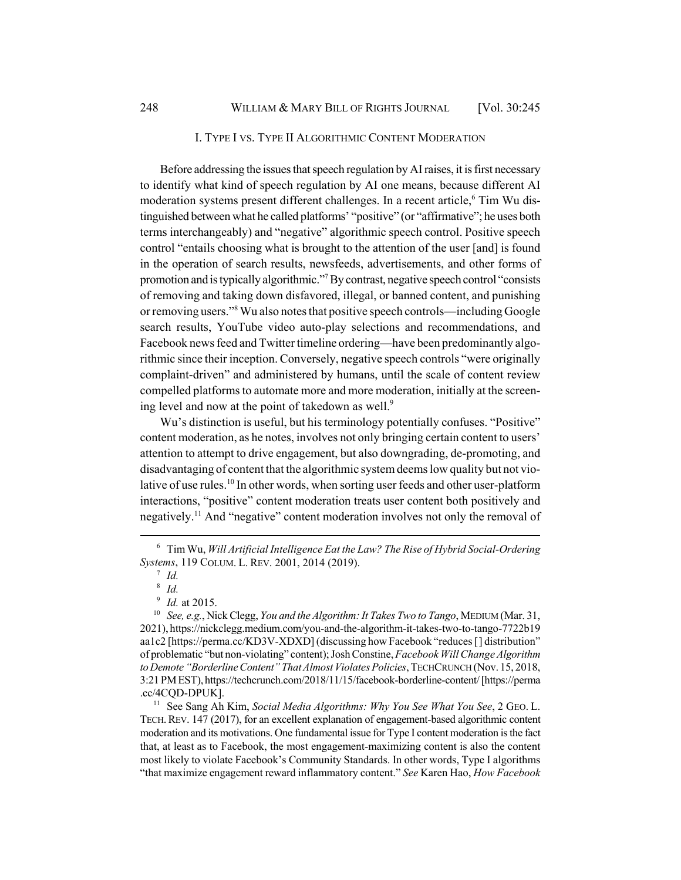## I. TYPE I VS. TYPE II ALGORITHMIC CONTENT MODERATION

Before addressing the issues that speech regulation by AI raises, it is first necessary to identify what kind of speech regulation by AI one means, because different AI moderation systems present different challenges. In a recent article,[6] Tim Wu distinguished between what he called platforms' "positive" (or "affirmative"; he uses both terms interchangeably) and "negative" algorithmic speech control. Positive speech control "entails choosing what is brought to the attention of the user [and] is found in the operation of search results, newsfeeds, advertisements, and other forms of promotion and is typically algorithmic."[7] By contrast, negative speech control "consists of removing and taking down disfavored, illegal, or banned content, and punishing or removing users."[8] Wu also notes that positive speech controls—including Google search results, YouTube video auto-play selections and recommendations, and Facebook news feed and Twitter timeline ordering—have been predominantly algorithmic since their inception. Conversely, negative speech controls "were originally complaint-driven" and administered by humans, until the scale of content review compelled platforms to automate more and more moderation, initially at the screening level and now at the point of takedown as well.[9]

Wu's distinction is useful, but his terminology potentially confuses. "Positive" content moderation, as he notes, involves not only bringing certain content to users' attention to attempt to drive engagement, but also downgrading, de-promoting, and disadvantaging of content that the algorithmic system deems low quality but not violative of use rules.[10] In other words, when sorting user feeds and other user-platform interactions, "positive" content moderation treats user content both positively and negatively.[11] And "negative" content moderation involves not only the removal of

---

[6] Tim Wu, *Will Artificial Intelligence Eat the Law? The Rise of Hybrid Social-Ordering Systems*, 119 COLUM. L. REV. 2001, 2014 (2019).

[7] *Id.*

[8] *Id.*

[9] *Id.* at 2015.

[10] *See, e.g.*, Nick Clegg, *You and the Algorithm: It Takes Two to Tango*, MEDIUM (Mar. 31, 2021), https://nickclegg.medium.com/you-and-the-algorithm-it-takes-two-to-tango-7722b19aa1c2 [https://perma.cc/KD3V-XDXD] (discussing how Facebook "reduces [] distribution" of problematic "but non-violating" content); Josh Constine, *Facebook Will Change Algorithm to Demote "Borderline Content" That Almost Violates Policies*, TECHCRUNCH (Nov. 15, 2018, 3:21 PM EST), https://techcrunch.com/2018/11/15/facebook-borderline-content/ [https://perma.cc/4CQD-DPUK].

[11] See Sang Ah Kim, *Social Media Algorithms: Why You See What You See*, 2 GEO. L. TECH. REV. 147 (2017), for an excellent explanation of engagement-based algorithmic content moderation and its motivations. One fundamental issue for Type I content moderation is the fact that, at least as to Facebook, the most engagement-maximizing content is also the content most likely to violate Facebook's Community Standards. In other words, Type I algorithms "that maximize engagement reward inflammatory content." *See* Karen Hao, *How Facebook*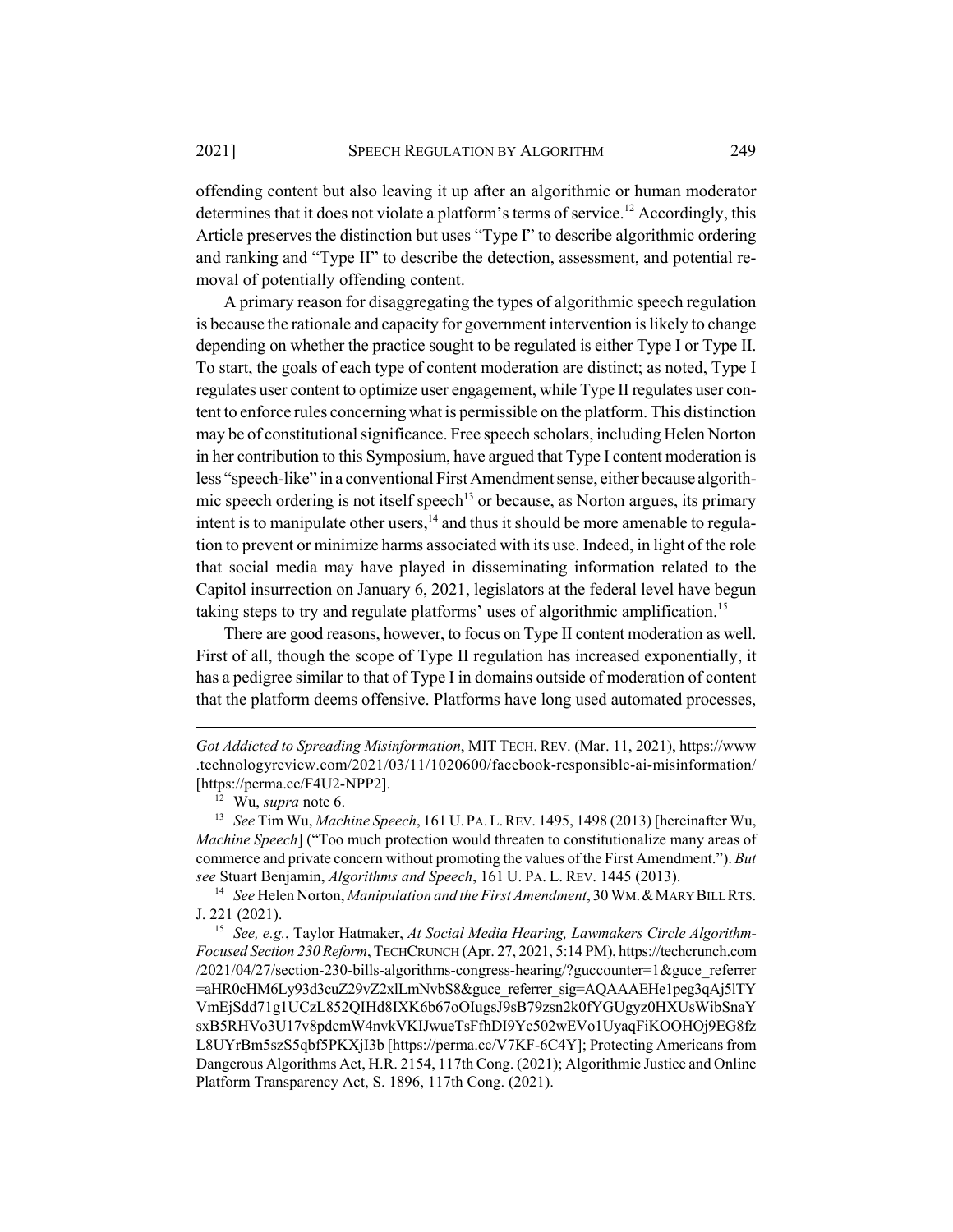offending content but also leaving it up after an algorithmic or human moderator determines that it does not violate a platform's terms of service.[12] Accordingly, this Article preserves the distinction but uses "Type I" to describe algorithmic ordering and ranking and "Type II" to describe the detection, assessment, and potential removal of potentially offending content.

A primary reason for disaggregating the types of algorithmic speech regulation is because the rationale and capacity for government intervention is likely to change depending on whether the practice sought to be regulated is either Type I or Type II. To start, the goals of each type of content moderation are distinct; as noted, Type I regulates user content to optimize user engagement, while Type II regulates user content to enforce rules concerning what is permissible on the platform. This distinction may be of constitutional significance. Free speech scholars, including Helen Norton in her contribution to this Symposium, have argued that Type I content moderation is less "speech-like" in a conventional First Amendment sense, either because algorithmic speech ordering is not itself speech[13] or because, as Norton argues, its primary intent is to manipulate other users,[14] and thus it should be more amenable to regulation to prevent or minimize harms associated with its use. Indeed, in light of the role that social media may have played in disseminating information related to the Capitol insurrection on January 6, 2021, legislators at the federal level have begun taking steps to try and regulate platforms' uses of algorithmic amplification.[15]

There are good reasons, however, to focus on Type II content moderation as well. First of all, though the scope of Type II regulation has increased exponentially, it has a pedigree similar to that of Type I in domains outside of moderation of content that the platform deems offensive. Platforms have long used automated processes,

---

*Got Addicted to Spreading Misinformation*, MIT TECH. REV. (Mar. 11, 2021), https://www.technologyreview.com/2021/03/11/1020600/facebook-responsible-ai-misinformation/ [https://perma.cc/F4U2-NPP2].

[12] Wu, *supra* note 6.

[13] *See* Tim Wu, *Machine Speech*, 161 U. PA. L. REV. 1495, 1498 (2013) [hereinafter Wu, *Machine Speech*] ("Too much protection would threaten to constitutionalize many areas of commerce and private concern without promoting the values of the First Amendment."). *But see* Stuart Benjamin, *Algorithms and Speech*, 161 U. PA. L. REV. 1445 (2013).

[14] *See* Helen Norton, *Manipulation and the First Amendment*, 30 WM. & MARY BILL RTS. J. 221 (2021).

[15] *See, e.g.*, Taylor Hatmaker, *At Social Media Hearing, Lawmakers Circle Algorithm-Focused Section 230 Reform*, TECHCRUNCH (Apr. 27, 2021, 5:14 PM), https://techcrunch.com/2021/04/27/section-230-bills-algorithms-congress-hearing/?guccounter=1&guce_referrer=aHR0cHM6Ly93d3cuZ29vZ2xlLmNvbS8&guce_referrer_sig=AQAAAEHe1peg3qAj5lTYVmEjSdd71g1UCzL852QIHd8IXK6b67oOIugsJ9sB79zsn2k0fYGUgyz0HXUsWibSnaYsxB5RHVo3U17v8pdcmW4nvkVKIJwueTsFfhDI9Yc502wEVo1UyaqFiKOOHOj9EG8fzL8UYrBm5szS5qbf5PKXjI3b [https://perma.cc/V7KF-6C4Y]; Protecting Americans from Dangerous Algorithms Act, H.R. 2154, 117th Cong. (2021); Algorithmic Justice and Online Platform Transparency Act, S. 1896, 117th Cong. (2021).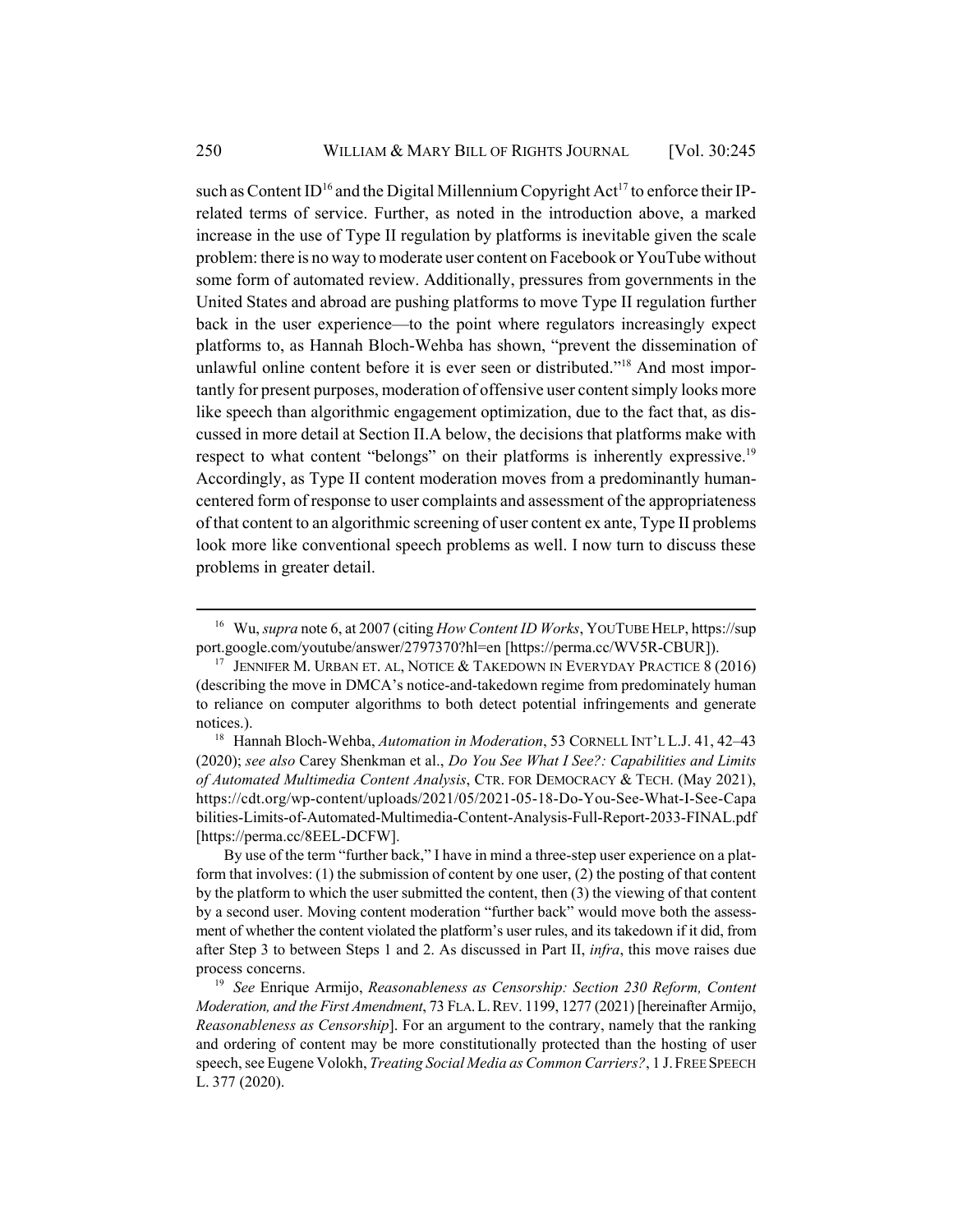such as Content ID[16] and the Digital Millennium Copyright Act[17] to enforce their IP-related terms of service. Further, as noted in the introduction above, a marked increase in the use of Type II regulation by platforms is inevitable given the scale problem: there is no way to moderate user content on Facebook or YouTube without some form of automated review. Additionally, pressures from governments in the United States and abroad are pushing platforms to move Type II regulation further back in the user experience—to the point where regulators increasingly expect platforms to, as Hannah Bloch-Wehba has shown, "prevent the dissemination of unlawful online content before it is ever seen or distributed."[18] And most importantly for present purposes, moderation of offensive user content simply looks more like speech than algorithmic engagement optimization, due to the fact that, as discussed in more detail at Section II.A below, the decisions that platforms make with respect to what content "belongs" on their platforms is inherently expressive.[19] Accordingly, as Type II content moderation moves from a predominantly human-centered form of response to user complaints and assessment of the appropriateness of that content to an algorithmic screening of user content ex ante, Type II problems look more like conventional speech problems as well. I now turn to discuss these problems in greater detail.

---

[16] Wu, *supra* note 6, at 2007 (citing *How Content ID Works*, YOUTUBE HELP, https://support.google.com/youtube/answer/2797370?hl=en [https://perma.cc/WV5R-CBUR]).

[17] JENNIFER M. URBAN ET. AL, NOTICE & TAKEDOWN IN EVERYDAY PRACTICE 8 (2016) (describing the move in DMCA's notice-and-takedown regime from predominately human to reliance on computer algorithms to both detect potential infringements and generate notices.).

[18] Hannah Bloch-Wehba, *Automation in Moderation*, 53 CORNELL INT'L L.J. 41, 42–43 (2020); *see also* Carey Shenkman et al., *Do You See What I See?: Capabilities and Limits of Automated Multimedia Content Analysis*, CTR. FOR DEMOCRACY & TECH. (May 2021), https://cdt.org/wp-content/uploads/2021/05/2021-05-18-Do-You-See-What-I-See-Capabilities-Limits-of-Automated-Multimedia-Content-Analysis-Full-Report-2033-FINAL.pdf [https://perma.cc/8EEL-DCFW].

By use of the term "further back," I have in mind a three-step user experience on a platform that involves: (1) the submission of content by one user, (2) the posting of that content by the platform to which the user submitted the content, then (3) the viewing of that content by a second user. Moving content moderation "further back" would move both the assessment of whether the content violated the platform's user rules, and its takedown if it did, from after Step 3 to between Steps 1 and 2. As discussed in Part II, *infra*, this move raises due process concerns.

[19] *See* Enrique Armijo, *Reasonableness as Censorship: Section 230 Reform, Content Moderation, and the First Amendment*, 73 FLA. L. REV. 1199, 1277 (2021) [hereinafter Armijo, *Reasonableness as Censorship*]. For an argument to the contrary, namely that the ranking and ordering of content may be more constitutionally protected than the hosting of user speech, see Eugene Volokh, *Treating Social Media as Common Carriers?*, 1 J. FREE SPEECH L. 377 (2020).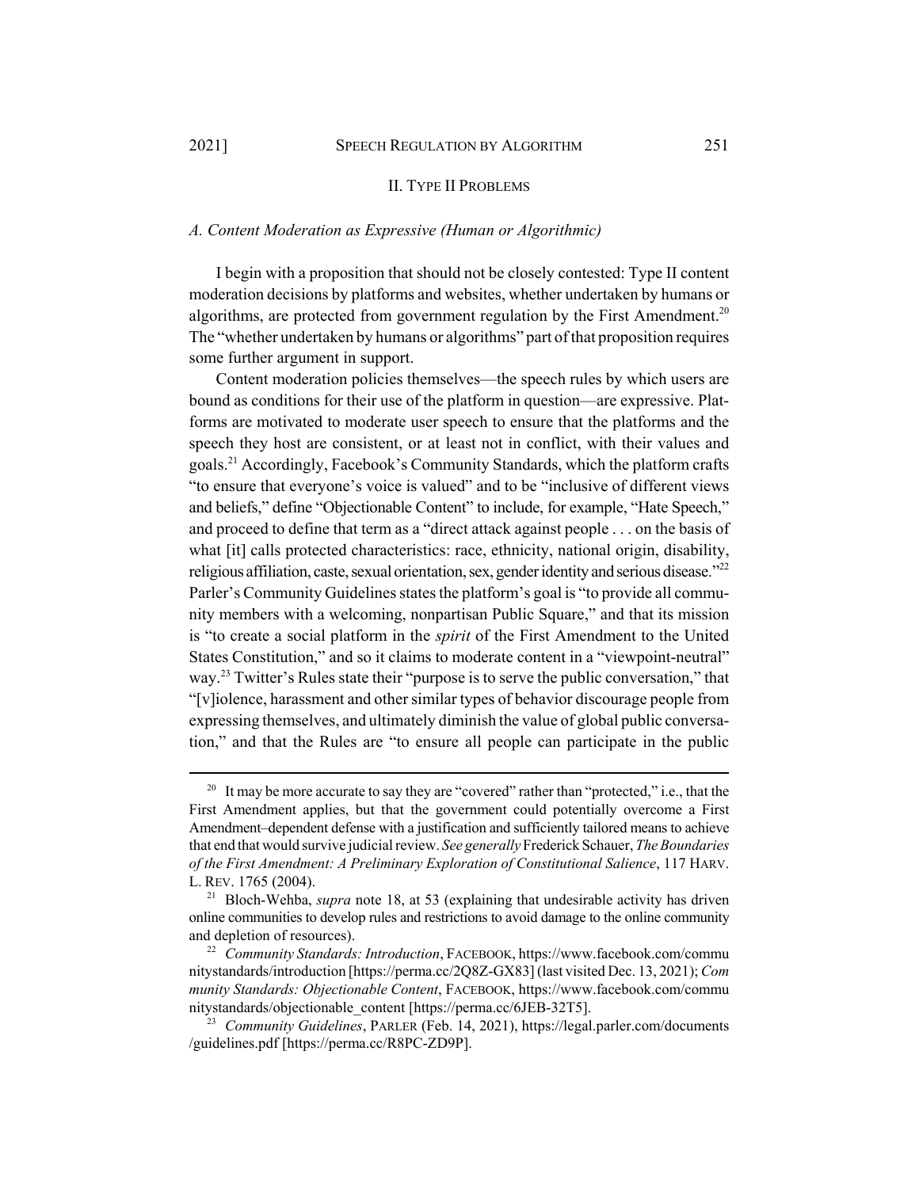## II. Type II Problems

### *A. Content Moderation as Expressive (Human or Algorithmic)*

I begin with a proposition that should not be closely contested: Type II content moderation decisions by platforms and websites, whether undertaken by humans or algorithms, are protected from government regulation by the First Amendment.[20] The "whether undertaken by humans or algorithms" part of that proposition requires some further argument in support.

Content moderation policies themselves—the speech rules by which users are bound as conditions for their use of the platform in question—are expressive. Platforms are motivated to moderate user speech to ensure that the platforms and the speech they host are consistent, or at least not in conflict, with their values and goals.[21] Accordingly, Facebook's Community Standards, which the platform crafts "to ensure that everyone's voice is valued" and to be "inclusive of different views and beliefs," define "Objectionable Content" to include, for example, "Hate Speech," and proceed to define that term as a "direct attack against people . . . on the basis of what [it] calls protected characteristics: race, ethnicity, national origin, disability, religious affiliation, caste, sexual orientation, sex, gender identity and serious disease."[22] Parler's Community Guidelines states the platform's goal is "to provide all community members with a welcoming, nonpartisan Public Square," and that its mission is "to create a social platform in the *spirit* of the First Amendment to the United States Constitution," and so it claims to moderate content in a "viewpoint-neutral" way.[23] Twitter's Rules state their "purpose is to serve the public conversation," that "[v]iolence, harassment and other similar types of behavior discourage people from expressing themselves, and ultimately diminish the value of global public conversation," and that the Rules are "to ensure all people can participate in the public

---

[20] It may be more accurate to say they are "covered" rather than "protected," i.e., that the First Amendment applies, but that the government could potentially overcome a First Amendment–dependent defense with a justification and sufficiently tailored means to achieve that end that would survive judicial review. *See generally* Frederick Schauer, *The Boundaries of the First Amendment: A Preliminary Exploration of Constitutional Salience*, 117 HARV. L. REV. 1765 (2004).

[21] Bloch-Wehba, *supra* note 18, at 53 (explaining that undesirable activity has driven online communities to develop rules and restrictions to avoid damage to the online community and depletion of resources).

[22] *Community Standards: Introduction*, FACEBOOK, https://www.facebook.com/communitystandards/introduction [https://perma.cc/2Q8Z-GX83] (last visited Dec. 13, 2021); *Community Standards: Objectionable Content*, FACEBOOK, https://www.facebook.com/communitystandards/objectionable_content [https://perma.cc/6JEB-32T5].

[23] *Community Guidelines*, PARLER (Feb. 14, 2021), https://legal.parler.com/documents/guidelines.pdf [https://perma.cc/R8PC-ZD9P].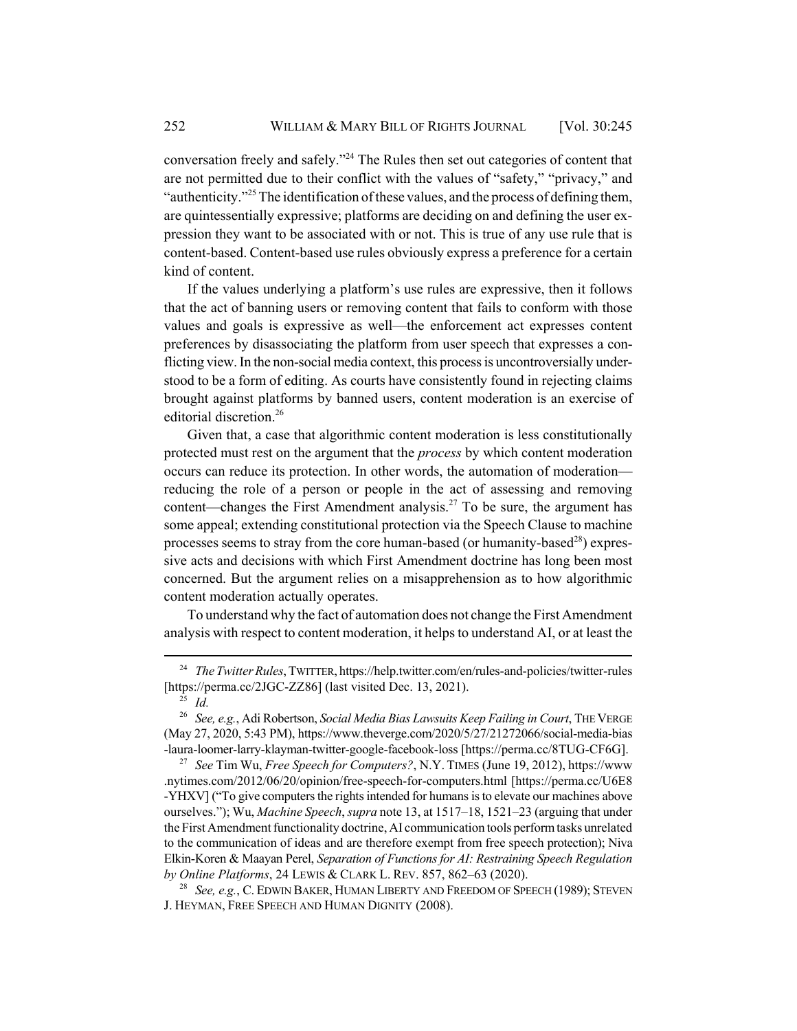conversation freely and safely."[24] The Rules then set out categories of content that are not permitted due to their conflict with the values of "safety," "privacy," and "authenticity."[25] The identification of these values, and the process of defining them, are quintessentially expressive; platforms are deciding on and defining the user expression they want to be associated with or not. This is true of any use rule that is content-based. Content-based use rules obviously express a preference for a certain kind of content.

If the values underlying a platform's use rules are expressive, then it follows that the act of banning users or removing content that fails to conform with those values and goals is expressive as well—the enforcement act expresses content preferences by disassociating the platform from user speech that expresses a conflicting view. In the non-social media context, this process is uncontroversially understood to be a form of editing. As courts have consistently found in rejecting claims brought against platforms by banned users, content moderation is an exercise of editorial discretion.[26]

Given that, a case that algorithmic content moderation is less constitutionally protected must rest on the argument that the *process* by which content moderation occurs can reduce its protection. In other words, the automation of moderation—reducing the role of a person or people in the act of assessing and removing content—changes the First Amendment analysis.[27] To be sure, the argument has some appeal; extending constitutional protection via the Speech Clause to machine processes seems to stray from the core human-based (or humanity-based[28]) expressive acts and decisions with which First Amendment doctrine has long been most concerned. But the argument relies on a misapprehension as to how algorithmic content moderation actually operates.

To understand why the fact of automation does not change the First Amendment analysis with respect to content moderation, it helps to understand AI, or at least the

---

[24] *The Twitter Rules*, TWITTER, https://help.twitter.com/en/rules-and-policies/twitter-rules [https://perma.cc/2JGC-ZZ86] (last visited Dec. 13, 2021).

[25] *Id.*

[26] *See, e.g.*, Adi Robertson, *Social Media Bias Lawsuits Keep Failing in Court*, THE VERGE (May 27, 2020, 5:43 PM), https://www.theverge.com/2020/5/27/21272066/social-media-bias-laura-loomer-larry-klayman-twitter-google-facebook-loss [https://perma.cc/8TUG-CF6G].

[27] *See* Tim Wu, *Free Speech for Computers?*, N.Y. TIMES (June 19, 2012), https://www.nytimes.com/2012/06/20/opinion/free-speech-for-computers.html [https://perma.cc/U6E8-YHXV] ("To give computers the rights intended for humans is to elevate our machines above ourselves."); Wu, *Machine Speech*, *supra* note 13, at 1517–18, 1521–23 (arguing that under the First Amendment functionality doctrine, AI communication tools perform tasks unrelated to the communication of ideas and are therefore exempt from free speech protection); Niva Elkin-Koren & Maayan Perel, *Separation of Functions for AI: Restraining Speech Regulation by Online Platforms*, 24 LEWIS & CLARK L. REV. 857, 862–63 (2020).

[28] *See, e.g.*, C. EDWIN BAKER, HUMAN LIBERTY AND FREEDOM OF SPEECH (1989); STEVEN J. HEYMAN, FREE SPEECH AND HUMAN DIGNITY (2008).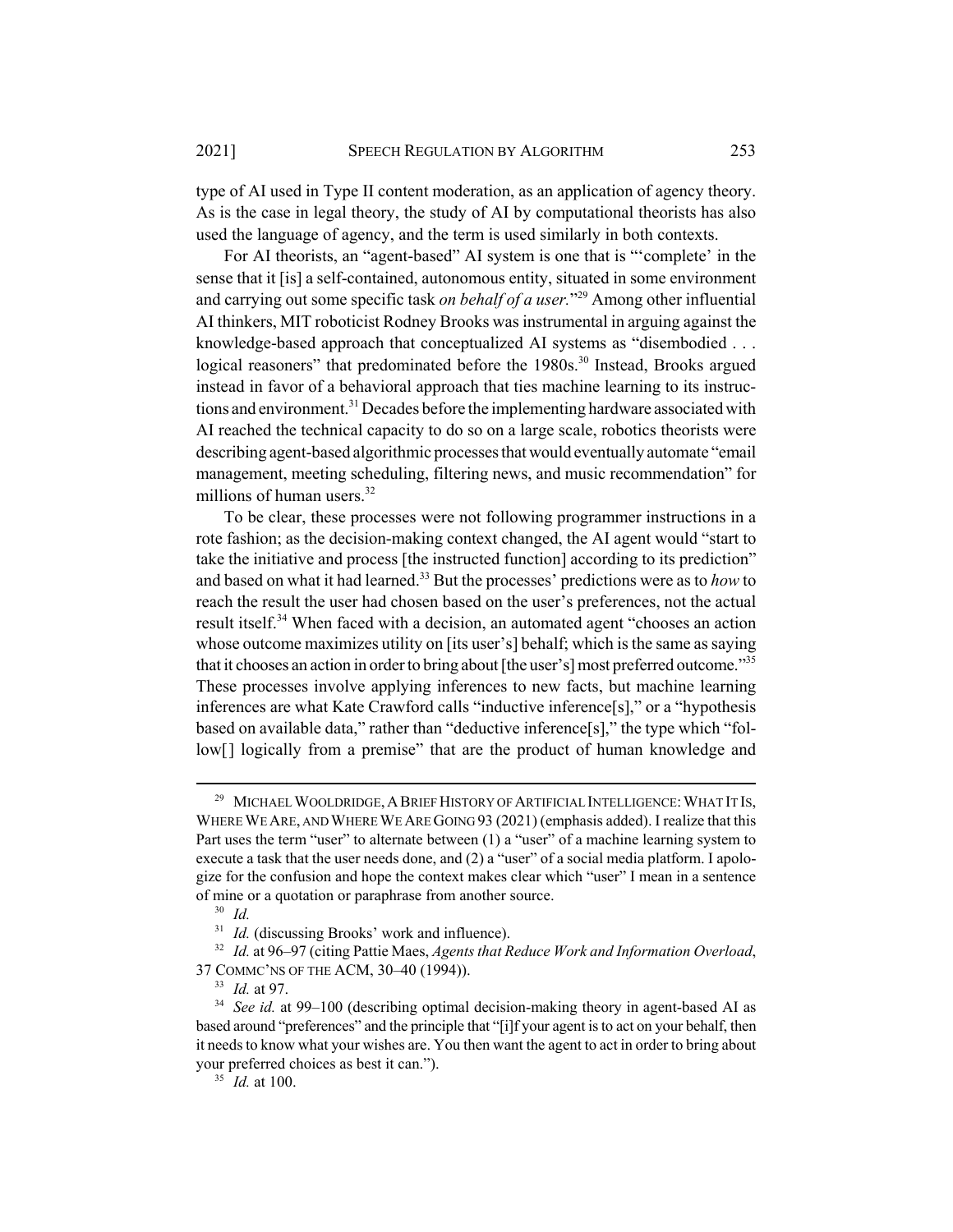type of AI used in Type II content moderation, as an application of agency theory. As is the case in legal theory, the study of AI by computational theorists has also used the language of agency, and the term is used similarly in both contexts.

For AI theorists, an "agent-based" AI system is one that is "'complete' in the sense that it [is] a self-contained, autonomous entity, situated in some environment and carrying out some specific task *on behalf of a user.*"[29] Among other influential AI thinkers, MIT roboticist Rodney Brooks was instrumental in arguing against the knowledge-based approach that conceptualized AI systems as "disembodied . . . logical reasoners" that predominated before the 1980s.[30] Instead, Brooks argued instead in favor of a behavioral approach that ties machine learning to its instructions and environment.[31] Decades before the implementing hardware associated with AI reached the technical capacity to do so on a large scale, robotics theorists were describing agent-based algorithmic processes that would eventually automate "email management, meeting scheduling, filtering news, and music recommendation" for millions of human users.[32]

To be clear, these processes were not following programmer instructions in a rote fashion; as the decision-making context changed, the AI agent would "start to take the initiative and process [the instructed function] according to its prediction" and based on what it had learned.[33] But the processes' predictions were as to *how* to reach the result the user had chosen based on the user's preferences, not the actual result itself.[34] When faced with a decision, an automated agent "chooses an action whose outcome maximizes utility on [its user's] behalf; which is the same as saying that it chooses an action in order to bring about [the user's] most preferred outcome."[35] These processes involve applying inferences to new facts, but machine learning inferences are what Kate Crawford calls "inductive inference[s]," or a "hypothesis based on available data," rather than "deductive inference[s]," the type which "follow[] logically from a premise" that are the product of human knowledge and

---

[29] MICHAEL WOOLDRIDGE, A BRIEF HISTORY OF ARTIFICIAL INTELLIGENCE: WHAT IT IS, WHERE WE ARE, AND WHERE WE ARE GOING 93 (2021) (emphasis added). I realize that this Part uses the term "user" to alternate between (1) a "user" of a machine learning system to execute a task that the user needs done, and (2) a "user" of a social media platform. I apologize for the confusion and hope the context makes clear which "user" I mean in a sentence of mine or a quotation or paraphrase from another source.

[30] *Id.*

[31] *Id.* (discussing Brooks' work and influence).

[32] *Id.* at 96–97 (citing Pattie Maes, *Agents that Reduce Work and Information Overload*, 37 COMMC'NS OF THE ACM, 30–40 (1994)).

[33] *Id.* at 97.

[34] *See id.* at 99–100 (describing optimal decision-making theory in agent-based AI as based around "preferences" and the principle that "[i]f your agent is to act on your behalf, then it needs to know what your wishes are. You then want the agent to act in order to bring about your preferred choices as best it can.").

[35] *Id.* at 100.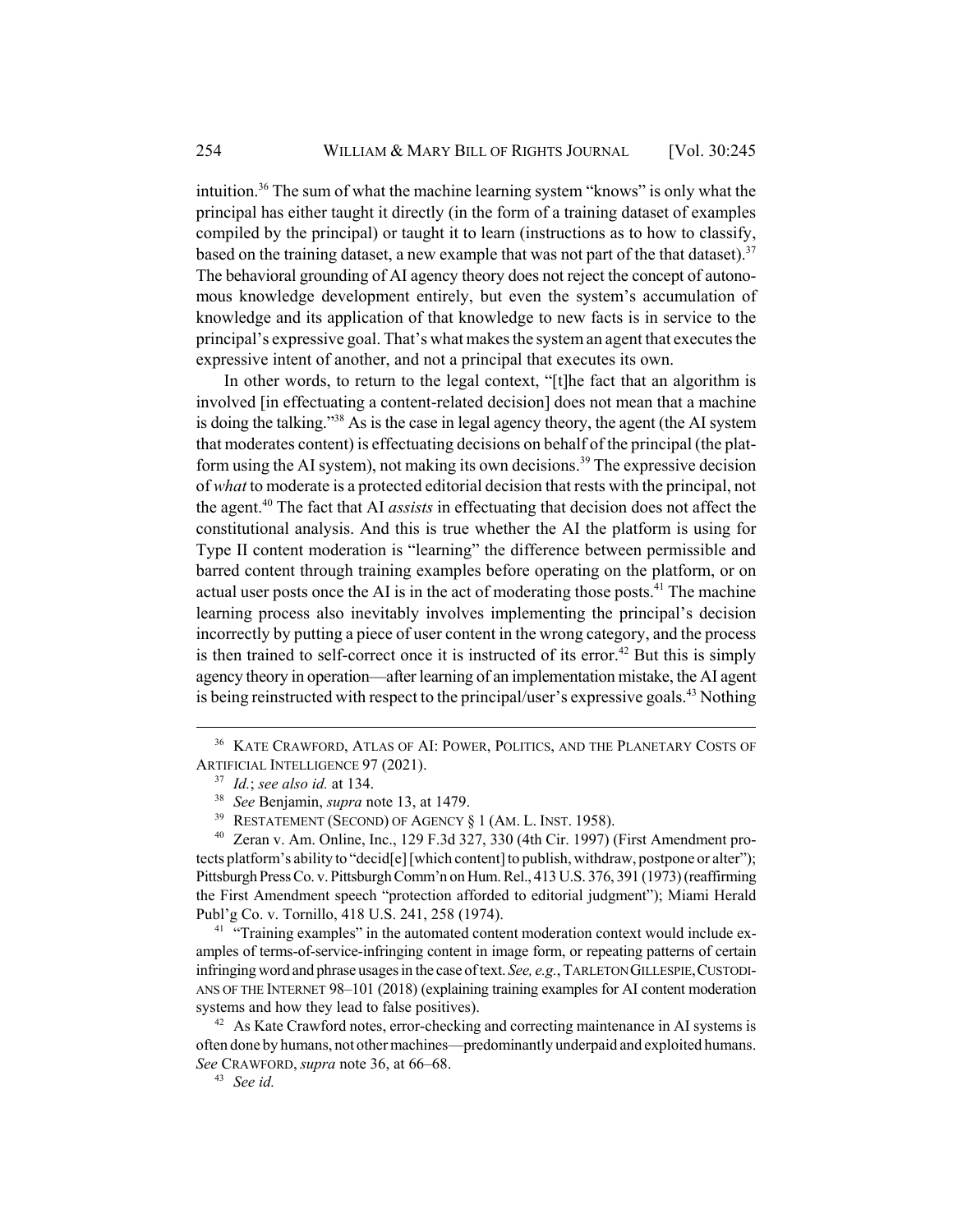intuition.[36] The sum of what the machine learning system "knows" is only what the principal has either taught it directly (in the form of a training dataset of examples compiled by the principal) or taught it to learn (instructions as to how to classify, based on the training dataset, a new example that was not part of the that dataset).[37] The behavioral grounding of AI agency theory does not reject the concept of autonomous knowledge development entirely, but even the system's accumulation of knowledge and its application of that knowledge to new facts is in service to the principal's expressive goal. That's what makes the system an agent that executes the expressive intent of another, and not a principal that executes its own.

In other words, to return to the legal context, "[t]he fact that an algorithm is involved [in effectuating a content-related decision] does not mean that a machine is doing the talking."[38] As is the case in legal agency theory, the agent (the AI system that moderates content) is effectuating decisions on behalf of the principal (the platform using the AI system), not making its own decisions.[39] The expressive decision of *what* to moderate is a protected editorial decision that rests with the principal, not the agent.[40] The fact that AI *assists* in effectuating that decision does not affect the constitutional analysis. And this is true whether the AI the platform is using for Type II content moderation is "learning" the difference between permissible and barred content through training examples before operating on the platform, or on actual user posts once the AI is in the act of moderating those posts.[41] The machine learning process also inevitably involves implementing the principal's decision incorrectly by putting a piece of user content in the wrong category, and the process is then trained to self-correct once it is instructed of its error.[42] But this is simply agency theory in operation—after learning of an implementation mistake, the AI agent is being reinstructed with respect to the principal/user's expressive goals.[43] Nothing

---

[36] KATE CRAWFORD, ATLAS OF AI: POWER, POLITICS, AND THE PLANETARY COSTS OF ARTIFICIAL INTELLIGENCE 97 (2021).

[37] *Id.*; *see also id.* at 134.

[38] *See* Benjamin, *supra* note 13, at 1479.

[39] RESTATEMENT (SECOND) OF AGENCY § 1 (AM. L. INST. 1958).

[40] Zeran v. Am. Online, Inc., 129 F.3d 327, 330 (4th Cir. 1997) (First Amendment protects platform's ability to "decid[e] [which content] to publish, withdraw, postpone or alter"); Pittsburgh Press Co. v. Pittsburgh Comm'n on Hum. Rel., 413 U.S. 376, 391 (1973) (reaffirming the First Amendment speech "protection afforded to editorial judgment"); Miami Herald Publ'g Co. v. Tornillo, 418 U.S. 241, 258 (1974).

[41] "Training examples" in the automated content moderation context would include examples of terms-of-service-infringing content in image form, or repeating patterns of certain infringing word and phrase usages in the case of text. *See, e.g.*, TARLETON GILLESPIE, CUSTODIANS OF THE INTERNET 98–101 (2018) (explaining training examples for AI content moderation systems and how they lead to false positives).

[42] As Kate Crawford notes, error-checking and correcting maintenance in AI systems is often done by humans, not other machines—predominantly underpaid and exploited humans. *See* CRAWFORD, *supra* note 36, at 66–68.

[43] *See id.*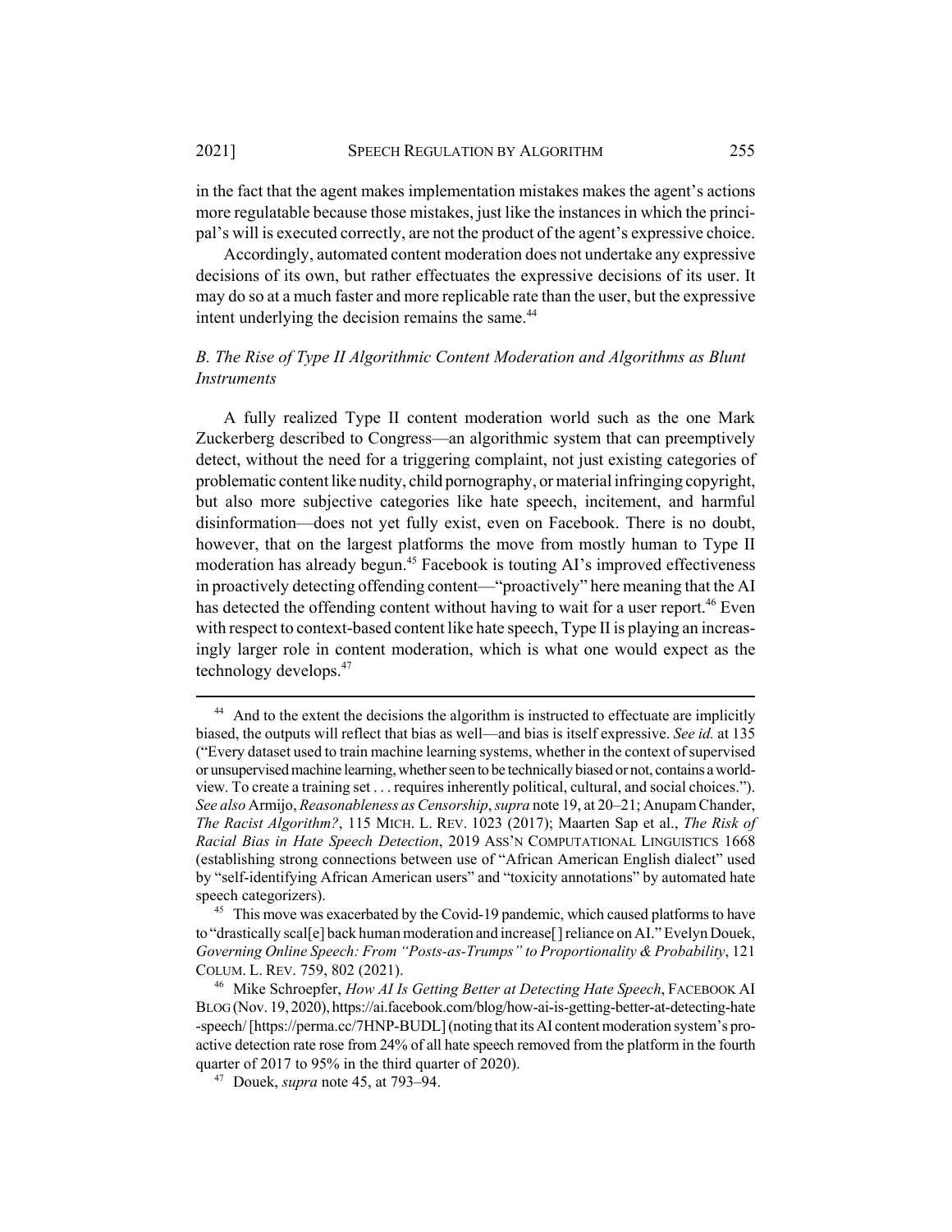in the fact that the agent makes implementation mistakes makes the agent's actions more regulatable because those mistakes, just like the instances in which the principal's will is executed correctly, are not the product of the agent's expressive choice.

Accordingly, automated content moderation does not undertake any expressive decisions of its own, but rather effectuates the expressive decisions of its user. It may do so at a much faster and more replicable rate than the user, but the expressive intent underlying the decision remains the same.[44]

### *B. The Rise of Type II Algorithmic Content Moderation and Algorithms as Blunt Instruments*

A fully realized Type II content moderation world such as the one Mark Zuckerberg described to Congress—an algorithmic system that can preemptively detect, without the need for a triggering complaint, not just existing categories of problematic content like nudity, child pornography, or material infringing copyright, but also more subjective categories like hate speech, incitement, and harmful disinformation—does not yet fully exist, even on Facebook. There is no doubt, however, that on the largest platforms the move from mostly human to Type II moderation has already begun.[45] Facebook is touting AI's improved effectiveness in proactively detecting offending content—"proactively" here meaning that the AI has detected the offending content without having to wait for a user report.[46] Even with respect to context-based content like hate speech, Type II is playing an increasingly larger role in content moderation, which is what one would expect as the technology develops.[47]

---

[44] And to the extent the decisions the algorithm is instructed to effectuate are implicitly biased, the outputs will reflect that bias as well—and bias is itself expressive. *See id.* at 135 ("Every dataset used to train machine learning systems, whether in the context of supervised or unsupervised machine learning, whether seen to be technically biased or not, contains a worldview. To create a training set . . . requires inherently political, cultural, and social choices."). *See also* Armijo, *Reasonableness as Censorship*, *supra* note 19, at 20–21; Anupam Chander, *The Racist Algorithm?*, 115 MICH. L. REV. 1023 (2017); Maarten Sap et al., *The Risk of Racial Bias in Hate Speech Detection*, 2019 ASS'N COMPUTATIONAL LINGUISTICS 1668 (establishing strong connections between use of "African American English dialect" used by "self-identifying African American users" and "toxicity annotations" by automated hate speech categorizers).

[45] This move was exacerbated by the Covid-19 pandemic, which caused platforms to have to "drastically scal[e] back human moderation and increase[] reliance on AI." Evelyn Douek, *Governing Online Speech: From "Posts-as-Trumps" to Proportionality & Probability*, 121 COLUM. L. REV. 759, 802 (2021).

[46] Mike Schroepfer, *How AI Is Getting Better at Detecting Hate Speech*, FACEBOOK AI BLOG (Nov. 19, 2020), https://ai.facebook.com/blog/how-ai-is-getting-better-at-detecting-hate-speech/ [https://perma.cc/7HNP-BUDL] (noting that its AI content moderation system's proactive detection rate rose from 24% of all hate speech removed from the platform in the fourth quarter of 2017 to 95% in the third quarter of 2020).

[47] Douek, *supra* note 45, at 793–94.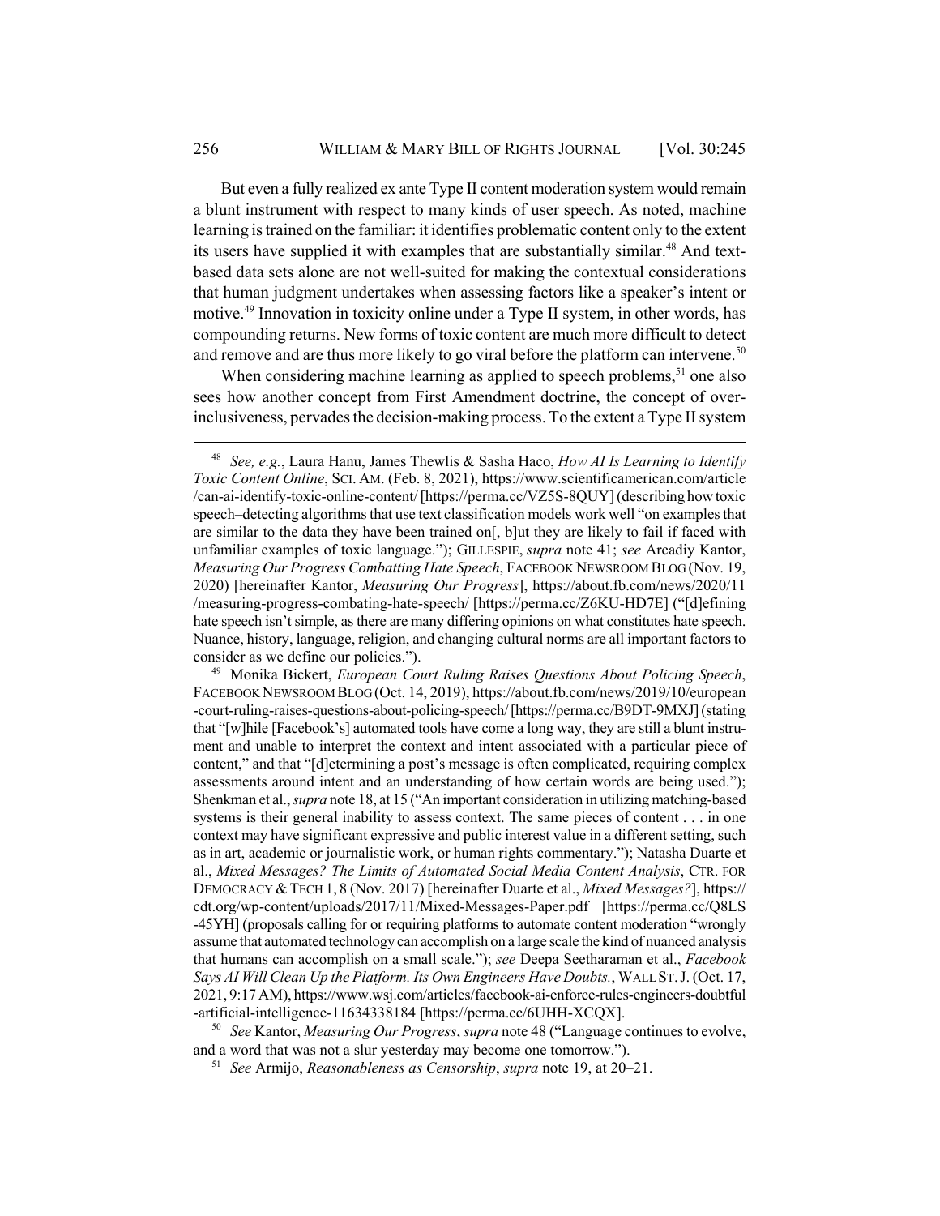But even a fully realized ex ante Type II content moderation system would remain a blunt instrument with respect to many kinds of user speech. As noted, machine learning is trained on the familiar: it identifies problematic content only to the extent its users have supplied it with examples that are substantially similar.[48] And text-based data sets alone are not well-suited for making the contextual considerations that human judgment undertakes when assessing factors like a speaker's intent or motive.[49] Innovation in toxicity online under a Type II system, in other words, has compounding returns. New forms of toxic content are much more difficult to detect and remove and are thus more likely to go viral before the platform can intervene.[50]

When considering machine learning as applied to speech problems,[51] one also sees how another concept from First Amendment doctrine, the concept of over-inclusiveness, pervades the decision-making process. To the extent a Type II system

---

[48] *See, e.g.*, Laura Hanu, James Thewlis & Sasha Haco, *How AI Is Learning to Identify Toxic Content Online*, SCI. AM. (Feb. 8, 2021), https://www.scientificamerican.com/article/can-ai-identify-toxic-online-content/ [https://perma.cc/VZ5S-8QUY] (describing how toxic speech–detecting algorithms that use text classification models work well "on examples that are similar to the data they have been trained on[, b]ut they are likely to fail if faced with unfamiliar examples of toxic language."); GILLESPIE, *supra* note 41; *see* Arcadiy Kantor, *Measuring Our Progress Combatting Hate Speech*, FACEBOOK NEWSROOM BLOG (Nov. 19, 2020) [hereinafter Kantor, *Measuring Our Progress*], https://about.fb.com/news/2020/11/measuring-progress-combating-hate-speech/ [https://perma.cc/Z6KU-HD7E] ("[d]efining hate speech isn't simple, as there are many differing opinions on what constitutes hate speech. Nuance, history, language, religion, and changing cultural norms are all important factors to consider as we define our policies.").

[49] Monika Bickert, *European Court Ruling Raises Questions About Policing Speech*, FACEBOOK NEWSROOM BLOG (Oct. 14, 2019), https://about.fb.com/news/2019/10/european-court-ruling-raises-questions-about-policing-speech/ [https://perma.cc/B9DT-9MXJ] (stating that "[w]hile [Facebook's] automated tools have come a long way, they are still a blunt instrument and unable to interpret the context and intent associated with a particular piece of content," and that "[d]etermining a post's message is often complicated, requiring complex assessments around intent and an understanding of how certain words are being used."); Shenkman et al., *supra* note 18, at 15 ("An important consideration in utilizing matching-based systems is their general inability to assess context. The same pieces of content . . . in one context may have significant expressive and public interest value in a different setting, such as in art, academic or journalistic work, or human rights commentary."); Natasha Duarte et al., *Mixed Messages? The Limits of Automated Social Media Content Analysis*, CTR. FOR DEMOCRACY & TECH 1, 8 (Nov. 2017) [hereinafter Duarte et al., *Mixed Messages?*], https://cdt.org/wp-content/uploads/2017/11/Mixed-Messages-Paper.pdf [https://perma.cc/Q8LS-45YH] (proposals calling for or requiring platforms to automate content moderation "wrongly assume that automated technology can accomplish on a large scale the kind of nuanced analysis that humans can accomplish on a small scale."); *see* Deepa Seetharaman et al., *Facebook Says AI Will Clean Up the Platform. Its Own Engineers Have Doubts.*, WALL ST. J. (Oct. 17, 2021, 9:17 AM), https://www.wsj.com/articles/facebook-ai-enforce-rules-engineers-doubtful-artificial-intelligence-11634338184 [https://perma.cc/6UHH-XCQX].

[50] *See* Kantor, *Measuring Our Progress*, *supra* note 48 ("Language continues to evolve, and a word that was not a slur yesterday may become one tomorrow.").

[51] *See* Armijo, *Reasonableness as Censorship*, *supra* note 19, at 20–21.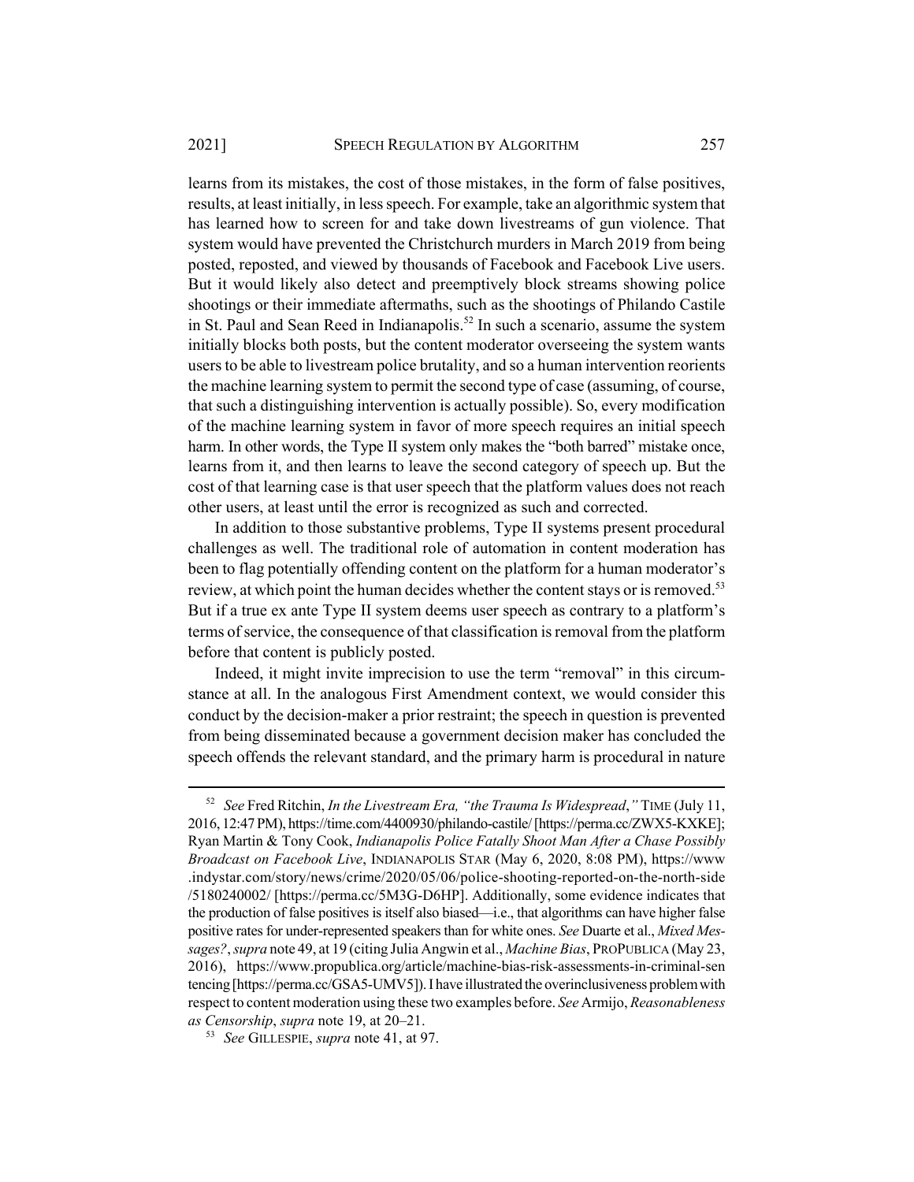learns from its mistakes, the cost of those mistakes, in the form of false positives, results, at least initially, in less speech. For example, take an algorithmic system that has learned how to screen for and take down livestreams of gun violence. That system would have prevented the Christchurch murders in March 2019 from being posted, reposted, and viewed by thousands of Facebook and Facebook Live users. But it would likely also detect and preemptively block streams showing police shootings or their immediate aftermaths, such as the shootings of Philando Castile in St. Paul and Sean Reed in Indianapolis.[52] In such a scenario, assume the system initially blocks both posts, but the content moderator overseeing the system wants users to be able to livestream police brutality, and so a human intervention reorients the machine learning system to permit the second type of case (assuming, of course, that such a distinguishing intervention is actually possible). So, every modification of the machine learning system in favor of more speech requires an initial speech harm. In other words, the Type II system only makes the "both barred" mistake once, learns from it, and then learns to leave the second category of speech up. But the cost of that learning case is that user speech that the platform values does not reach other users, at least until the error is recognized as such and corrected.

In addition to those substantive problems, Type II systems present procedural challenges as well. The traditional role of automation in content moderation has been to flag potentially offending content on the platform for a human moderator's review, at which point the human decides whether the content stays or is removed.[53] But if a true ex ante Type II system deems user speech as contrary to a platform's terms of service, the consequence of that classification is removal from the platform before that content is publicly posted.

Indeed, it might invite imprecision to use the term "removal" in this circumstance at all. In the analogous First Amendment context, we would consider this conduct by the decision-maker a prior restraint; the speech in question is prevented from being disseminated because a government decision maker has concluded the speech offends the relevant standard, and the primary harm is procedural in nature

---

[52] *See* Fred Ritchin, *In the Livestream Era, "the Trauma Is Widespread*,*"* TIME (July 11, 2016, 12:47 PM), https://time.com/4400930/philando-castile/ [https://perma.cc/ZWX5-KXKE]; Ryan Martin & Tony Cook, *Indianapolis Police Fatally Shoot Man After a Chase Possibly Broadcast on Facebook Live*, INDIANAPOLIS STAR (May 6, 2020, 8:08 PM), https://www.indystar.com/story/news/crime/2020/05/06/police-shooting-reported-on-the-north-side/5180240002/ [https://perma.cc/5M3G-D6HP]. Additionally, some evidence indicates that the production of false positives is itself also biased—i.e., that algorithms can have higher false positive rates for under-represented speakers than for white ones. *See* Duarte et al., *Mixed Messages?*, *supra* note 49, at 19 (citing Julia Angwin et al., *Machine Bias*, PROPUBLICA (May 23, 2016), https://www.propublica.org/article/machine-bias-risk-assessments-in-criminal-sentencing [https://perma.cc/GSA5-UMV5]). I have illustrated the overinclusiveness problem with respect to content moderation using these two examples before. *See* Armijo, *Reasonableness as Censorship*, *supra* note 19, at 20–21.

[53] *See* GILLESPIE, *supra* note 41, at 97.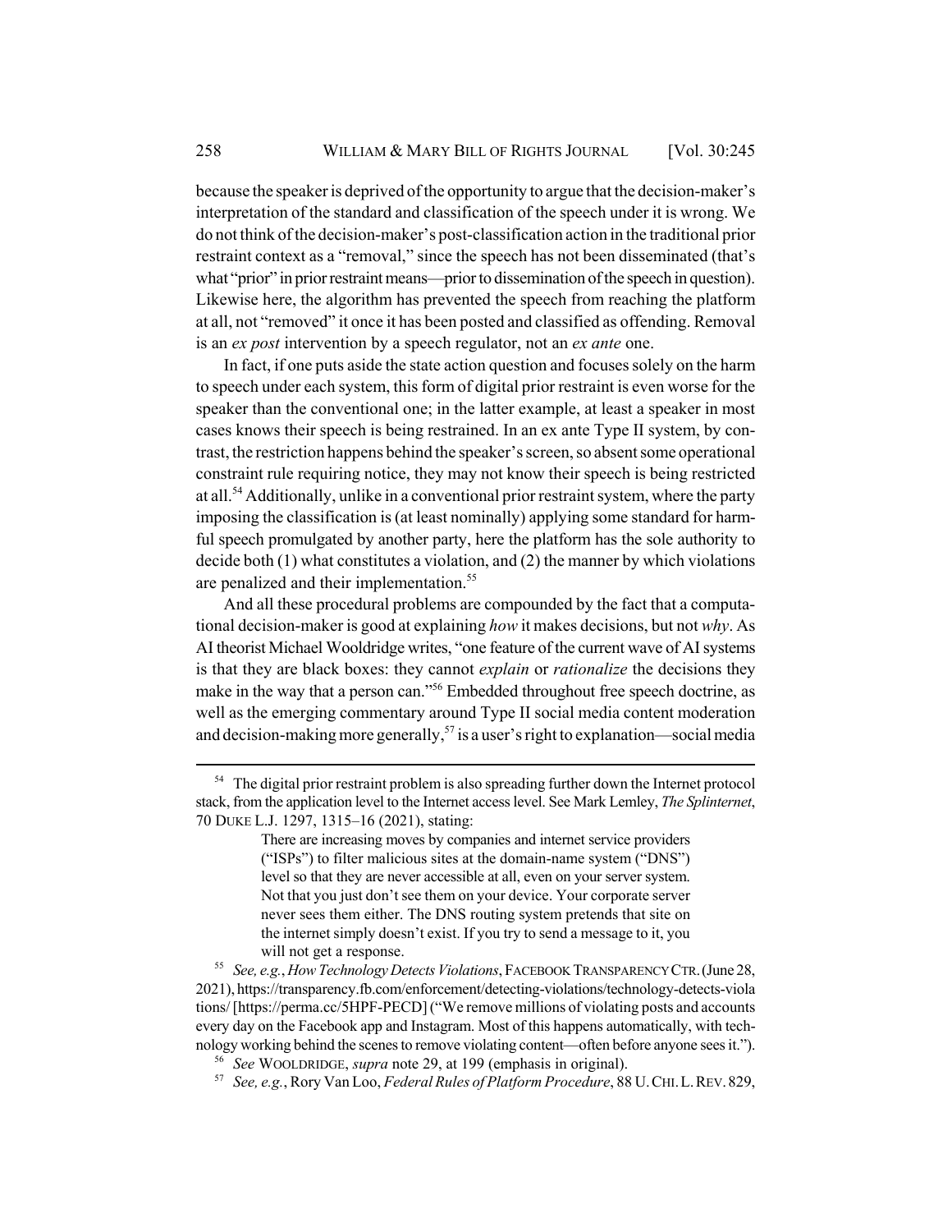because the speaker is deprived of the opportunity to argue that the decision-maker's interpretation of the standard and classification of the speech under it is wrong. We do not think of the decision-maker's post-classification action in the traditional prior restraint context as a "removal," since the speech has not been disseminated (that's what "prior" in prior restraint means—prior to dissemination of the speech in question). Likewise here, the algorithm has prevented the speech from reaching the platform at all, not "removed" it once it has been posted and classified as offending. Removal is an *ex post* intervention by a speech regulator, not an *ex ante* one.

In fact, if one puts aside the state action question and focuses solely on the harm to speech under each system, this form of digital prior restraint is even worse for the speaker than the conventional one; in the latter example, at least a speaker in most cases knows their speech is being restrained. In an ex ante Type II system, by contrast, the restriction happens behind the speaker's screen, so absent some operational constraint rule requiring notice, they may not know their speech is being restricted at all.[54] Additionally, unlike in a conventional prior restraint system, where the party imposing the classification is (at least nominally) applying some standard for harmful speech promulgated by another party, here the platform has the sole authority to decide both (1) what constitutes a violation, and (2) the manner by which violations are penalized and their implementation.[55]

And all these procedural problems are compounded by the fact that a computational decision-maker is good at explaining *how* it makes decisions, but not *why*. As AI theorist Michael Wooldridge writes, "one feature of the current wave of AI systems is that they are black boxes: they cannot *explain* or *rationalize* the decisions they make in the way that a person can."[56] Embedded throughout free speech doctrine, as well as the emerging commentary around Type II social media content moderation and decision-making more generally,[57] is a user's right to explanation—social media

---

[54] The digital prior restraint problem is also spreading further down the Internet protocol stack, from the application level to the Internet access level. See Mark Lemley, *The Splinternet*, 70 DUKE L.J. 1297, 1315–16 (2021), stating:

> There are increasing moves by companies and internet service providers ("ISPs") to filter malicious sites at the domain-name system ("DNS") level so that they are never accessible at all, even on your server system. Not that you just don't see them on your device. Your corporate server never sees them either. The DNS routing system pretends that site on the internet simply doesn't exist. If you try to send a message to it, you will not get a response.

[55] *See, e.g.*, *How Technology Detects Violations*, FACEBOOK TRANSPARENCY CTR. (June 28, 2021), https://transparency.fb.com/enforcement/detecting-violations/technology-detects-violations/ [https://perma.cc/5HPF-PECD] ("We remove millions of violating posts and accounts every day on the Facebook app and Instagram. Most of this happens automatically, with technology working behind the scenes to remove violating content—often before anyone sees it.").

[56] *See* WOOLDRIDGE, *supra* note 29, at 199 (emphasis in original).

[57] *See, e.g.*, Rory Van Loo, *Federal Rules of Platform Procedure*, 88 U. CHI. L. REV. 829,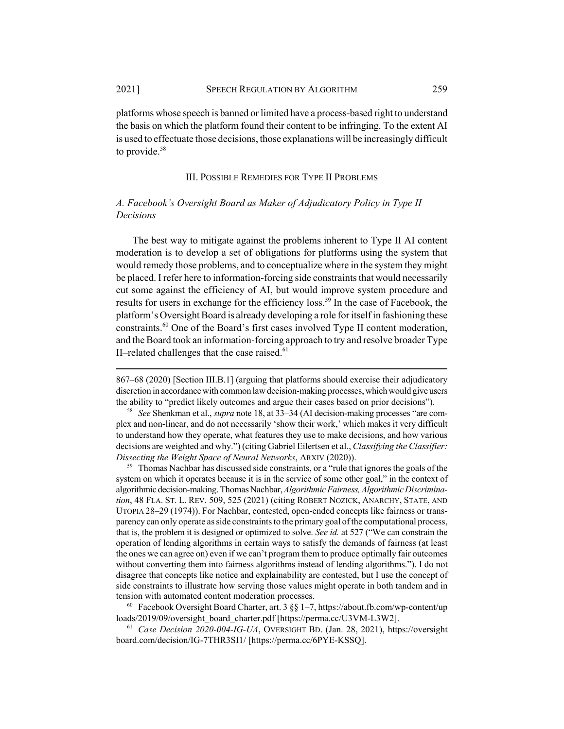platforms whose speech is banned or limited have a process-based right to understand the basis on which the platform found their content to be infringing. To the extent AI is used to effectuate those decisions, those explanations will be increasingly difficult to provide.[58]

## III. Possible Remedies for Type II Problems

### *A. Facebook's Oversight Board as Maker of Adjudicatory Policy in Type II Decisions*

The best way to mitigate against the problems inherent to Type II AI content moderation is to develop a set of obligations for platforms using the system that would remedy those problems, and to conceptualize where in the system they might be placed. I refer here to information-forcing side constraints that would necessarily cut some against the efficiency of AI, but would improve system procedure and results for users in exchange for the efficiency loss.[59] In the case of Facebook, the platform's Oversight Board is already developing a role for itself in fashioning these constraints.[60] One of the Board's first cases involved Type II content moderation, and the Board took an information-forcing approach to try and resolve broader Type II–related challenges that the case raised.[61]

---

867–68 (2020) [Section III.B.1] (arguing that platforms should exercise their adjudicatory discretion in accordance with common law decision-making processes, which would give users the ability to "predict likely outcomes and argue their cases based on prior decisions").

[58] *See* Shenkman et al., *supra* note 18, at 33–34 (AI decision-making processes "are complex and non-linear, and do not necessarily 'show their work,' which makes it very difficult to understand how they operate, what features they use to make decisions, and how various decisions are weighted and why.") (citing Gabriel Eilertsen et al., *Classifying the Classifier: Dissecting the Weight Space of Neural Networks*, ARXIV (2020)).

[59] Thomas Nachbar has discussed side constraints, or a "rule that ignores the goals of the system on which it operates because it is in the service of some other goal," in the context of algorithmic decision-making. Thomas Nachbar, *Algorithmic Fairness, Algorithmic Discrimination*, 48 FLA. ST. L. REV. 509, 525 (2021) (citing ROBERT NOZICK, ANARCHY, STATE, AND UTOPIA 28–29 (1974)). For Nachbar, contested, open-ended concepts like fairness or transparency can only operate as side constraints to the primary goal of the computational process, that is, the problem it is designed or optimized to solve. *See id.* at 527 ("We can constrain the operation of lending algorithms in certain ways to satisfy the demands of fairness (at least the ones we can agree on) even if we can't program them to produce optimally fair outcomes without converting them into fairness algorithms instead of lending algorithms."). I do not disagree that concepts like notice and explainability are contested, but I use the concept of side constraints to illustrate how serving those values might operate in both tandem and in tension with automated content moderation processes.

[60] Facebook Oversight Board Charter, art. 3 §§ 1–7, https://about.fb.com/wp-content/uploads/2019/09/oversight_board_charter.pdf [https://perma.cc/U3VM-L3W2].

[61] *Case Decision 2020-004-IG-UA*, OVERSIGHT BD. (Jan. 28, 2021), https://oversightboard.com/decision/IG-7THR3SI1/ [https://perma.cc/6PYE-KSSQ].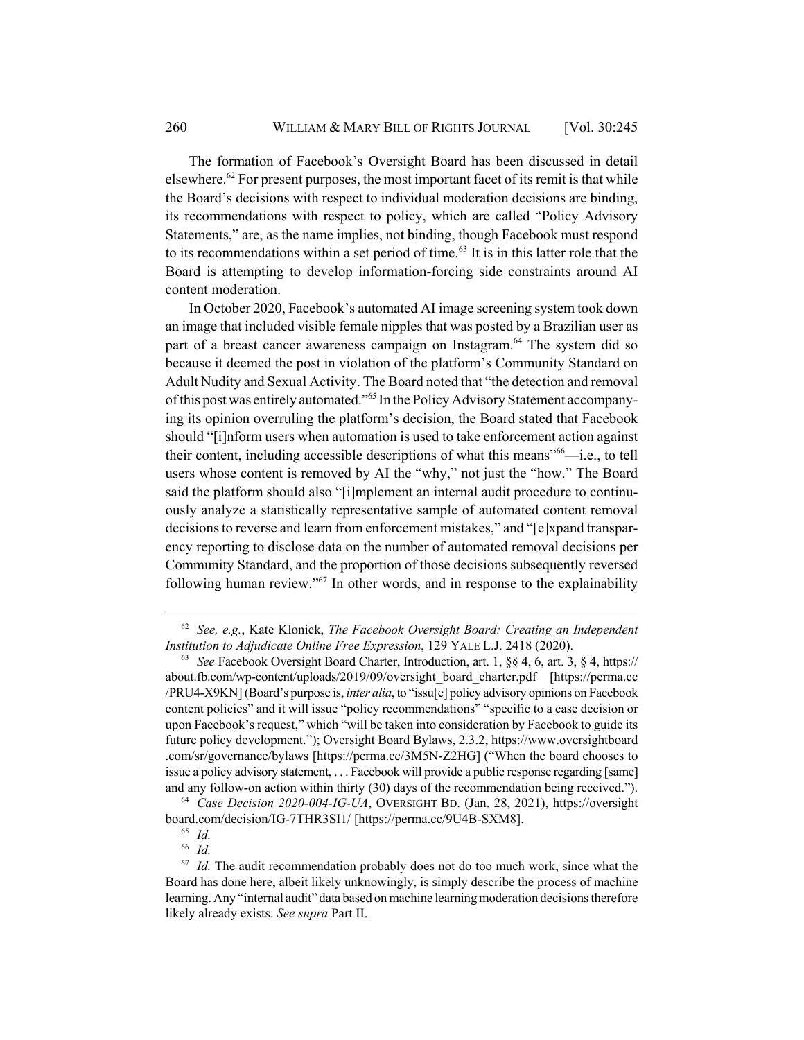The formation of Facebook's Oversight Board has been discussed in detail elsewhere.[62] For present purposes, the most important facet of its remit is that while the Board's decisions with respect to individual moderation decisions are binding, its recommendations with respect to policy, which are called "Policy Advisory Statements," are, as the name implies, not binding, though Facebook must respond to its recommendations within a set period of time.[63] It is in this latter role that the Board is attempting to develop information-forcing side constraints around AI content moderation.

In October 2020, Facebook's automated AI image screening system took down an image that included visible female nipples that was posted by a Brazilian user as part of a breast cancer awareness campaign on Instagram.[64] The system did so because it deemed the post in violation of the platform's Community Standard on Adult Nudity and Sexual Activity. The Board noted that "the detection and removal of this post was entirely automated."[65] In the Policy Advisory Statement accompanying its opinion overruling the platform's decision, the Board stated that Facebook should "[i]nform users when automation is used to take enforcement action against their content, including accessible descriptions of what this means"[66]—i.e., to tell users whose content is removed by AI the "why," not just the "how." The Board said the platform should also "[i]mplement an internal audit procedure to continuously analyze a statistically representative sample of automated content removal decisions to reverse and learn from enforcement mistakes," and "[e]xpand transparency reporting to disclose data on the number of automated removal decisions per Community Standard, and the proportion of those decisions subsequently reversed following human review."[67] In other words, and in response to the explainability

---

[62] *See, e.g.*, Kate Klonick, *The Facebook Oversight Board: Creating an Independent Institution to Adjudicate Online Free Expression*, 129 YALE L.J. 2418 (2020).

[63] *See* Facebook Oversight Board Charter, Introduction, art. 1, §§ 4, 6, art. 3, § 4, https://about.fb.com/wp-content/uploads/2019/09/oversight_board_charter.pdf [https://perma.cc/PRU4-X9KN] (Board's purpose is, *inter alia*, to "issu[e] policy advisory opinions on Facebook content policies" and it will issue "policy recommendations" "specific to a case decision or upon Facebook's request," which "will be taken into consideration by Facebook to guide its future policy development."); Oversight Board Bylaws, 2.3.2, https://www.oversightboard.com/sr/governance/bylaws [https://perma.cc/3M5N-Z2HG] ("When the board chooses to issue a policy advisory statement, . . . Facebook will provide a public response regarding [same] and any follow-on action within thirty (30) days of the recommendation being received.").

[64] *Case Decision 2020-004-IG-UA*, OVERSIGHT BD. (Jan. 28, 2021), https://oversightboard.com/decision/IG-7THR3SI1/ [https://perma.cc/9U4B-SXM8].

[65] *Id.*

[66] *Id.*

[67] *Id.* The audit recommendation probably does not do too much work, since what the Board has done here, albeit likely unknowingly, is simply describe the process of machine learning. Any "internal audit" data based on machine learning moderation decisions therefore likely already exists. *See supra* Part II.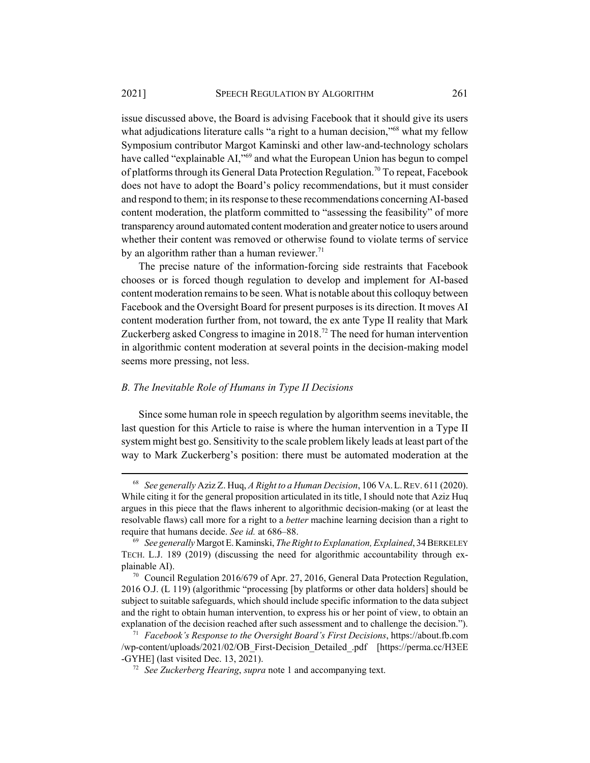issue discussed above, the Board is advising Facebook that it should give its users what adjudications literature calls "a right to a human decision,"[68] what my fellow Symposium contributor Margot Kaminski and other law-and-technology scholars have called "explainable AI,"[69] and what the European Union has begun to compel of platforms through its General Data Protection Regulation.[70] To repeat, Facebook does not have to adopt the Board's policy recommendations, but it must consider and respond to them; in its response to these recommendations concerning AI-based content moderation, the platform committed to "assessing the feasibility" of more transparency around automated content moderation and greater notice to users around whether their content was removed or otherwise found to violate terms of service by an algorithm rather than a human reviewer.[71]

The precise nature of the information-forcing side restraints that Facebook chooses or is forced though regulation to develop and implement for AI-based content moderation remains to be seen. What is notable about this colloquy between Facebook and the Oversight Board for present purposes is its direction. It moves AI content moderation further from, not toward, the ex ante Type II reality that Mark Zuckerberg asked Congress to imagine in 2018.[72] The need for human intervention in algorithmic content moderation at several points in the decision-making model seems more pressing, not less.

### *B. The Inevitable Role of Humans in Type II Decisions*

Since some human role in speech regulation by algorithm seems inevitable, the last question for this Article to raise is where the human intervention in a Type II system might best go. Sensitivity to the scale problem likely leads at least part of the way to Mark Zuckerberg's position: there must be automated moderation at the

---

[68] *See generally* Aziz Z. Huq, *A Right to a Human Decision*, 106 VA. L. REV. 611 (2020). While citing it for the general proposition articulated in its title, I should note that Aziz Huq argues in this piece that the flaws inherent to algorithmic decision-making (or at least the resolvable flaws) call more for a right to a *better* machine learning decision than a right to require that humans decide. *See id.* at 686–88.

[69] *See generally* Margot E. Kaminski, *The Right to Explanation, Explained*, 34 BERKELEY TECH. L.J. 189 (2019) (discussing the need for algorithmic accountability through explainable AI).

[70] Council Regulation 2016/679 of Apr. 27, 2016, General Data Protection Regulation, 2016 O.J. (L 119) (algorithmic "processing [by platforms or other data holders] should be subject to suitable safeguards, which should include specific information to the data subject and the right to obtain human intervention, to express his or her point of view, to obtain an explanation of the decision reached after such assessment and to challenge the decision.").

[71] *Facebook's Response to the Oversight Board's First Decisions*, https://about.fb.com/wp-content/uploads/2021/02/OB_First-Decision_Detailed_.pdf [https://perma.cc/H3EE-GYHE] (last visited Dec. 13, 2021).

[72] *See Zuckerberg Hearing*, *supra* note 1 and accompanying text.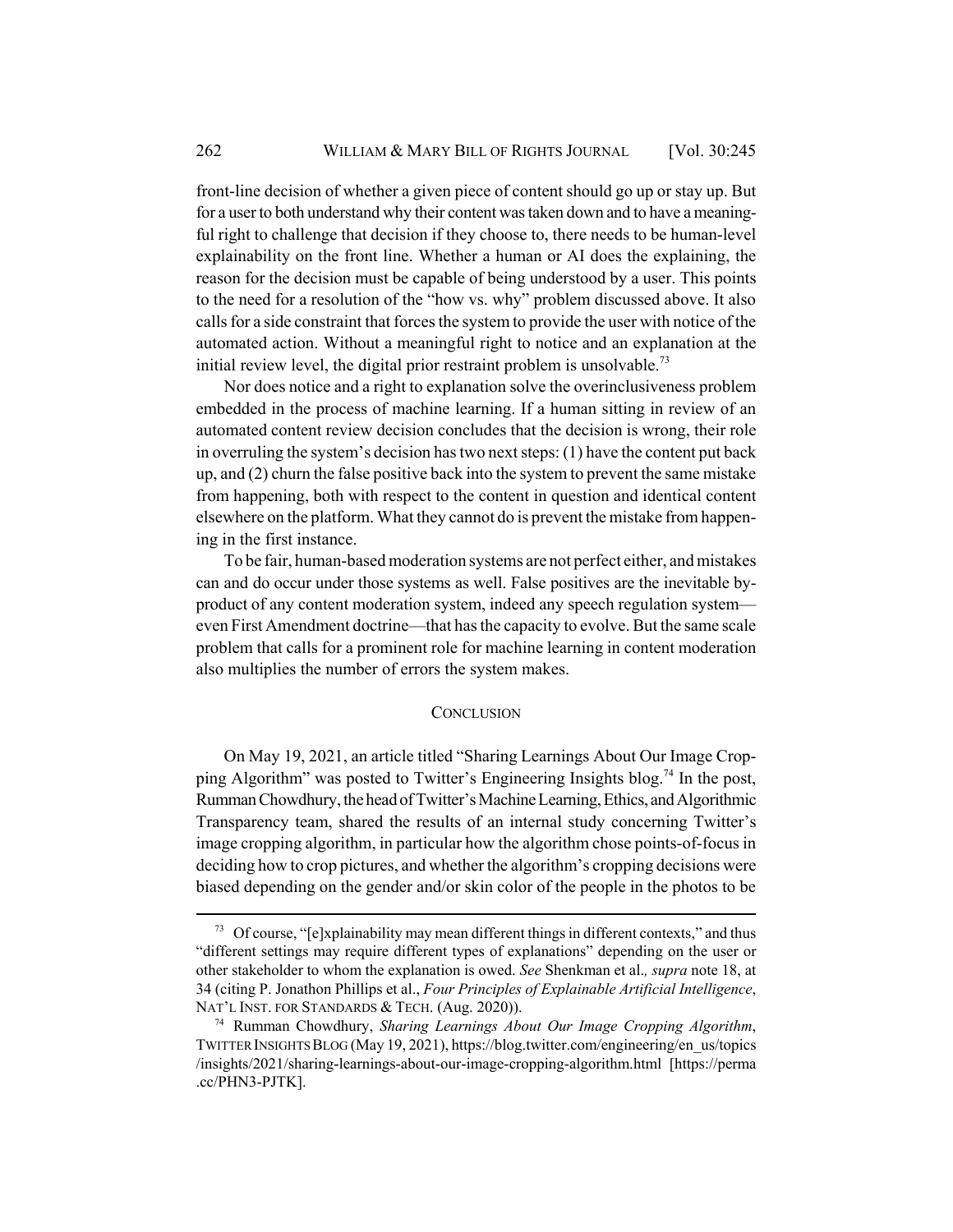front-line decision of whether a given piece of content should go up or stay up. But for a user to both understand why their content was taken down and to have a meaningful right to challenge that decision if they choose to, there needs to be human-level explainability on the front line. Whether a human or AI does the explaining, the reason for the decision must be capable of being understood by a user. This points to the need for a resolution of the "how vs. why" problem discussed above. It also calls for a side constraint that forces the system to provide the user with notice of the automated action. Without a meaningful right to notice and an explanation at the initial review level, the digital prior restraint problem is unsolvable.[73]

Nor does notice and a right to explanation solve the overinclusiveness problem embedded in the process of machine learning. If a human sitting in review of an automated content review decision concludes that the decision is wrong, their role in overruling the system's decision has two next steps: (1) have the content put back up, and (2) churn the false positive back into the system to prevent the same mistake from happening, both with respect to the content in question and identical content elsewhere on the platform. What they cannot do is prevent the mistake from happening in the first instance.

To be fair, human-based moderation systems are not perfect either, and mistakes can and do occur under those systems as well. False positives are the inevitable by-product of any content moderation system, indeed any speech regulation system—even First Amendment doctrine—that has the capacity to evolve. But the same scale problem that calls for a prominent role for machine learning in content moderation also multiplies the number of errors the system makes.

## CONCLUSION

On May 19, 2021, an article titled "Sharing Learnings About Our Image Cropping Algorithm" was posted to Twitter's Engineering Insights blog.[74] In the post, Rumman Chowdhury, the head of Twitter's Machine Learning, Ethics, and Algorithmic Transparency team, shared the results of an internal study concerning Twitter's image cropping algorithm, in particular how the algorithm chose points-of-focus in deciding how to crop pictures, and whether the algorithm's cropping decisions were biased depending on the gender and/or skin color of the people in the photos to be

---

[73] Of course, "[e]xplainability may mean different things in different contexts," and thus "different settings may require different types of explanations" depending on the user or other stakeholder to whom the explanation is owed. *See* Shenkman et al., *supra* note 18, at 34 (citing P. Jonathon Phillips et al., *Four Principles of Explainable Artificial Intelligence*, NAT'L INST. FOR STANDARDS & TECH. (Aug. 2020)).

[74] Rumman Chowdhury, *Sharing Learnings About Our Image Cropping Algorithm*, TWITTER INSIGHTS BLOG (May 19, 2021), https://blog.twitter.com/engineering/en_us/topics/insights/2021/sharing-learnings-about-our-image-cropping-algorithm.html [https://perma.cc/PHN3-PJTK].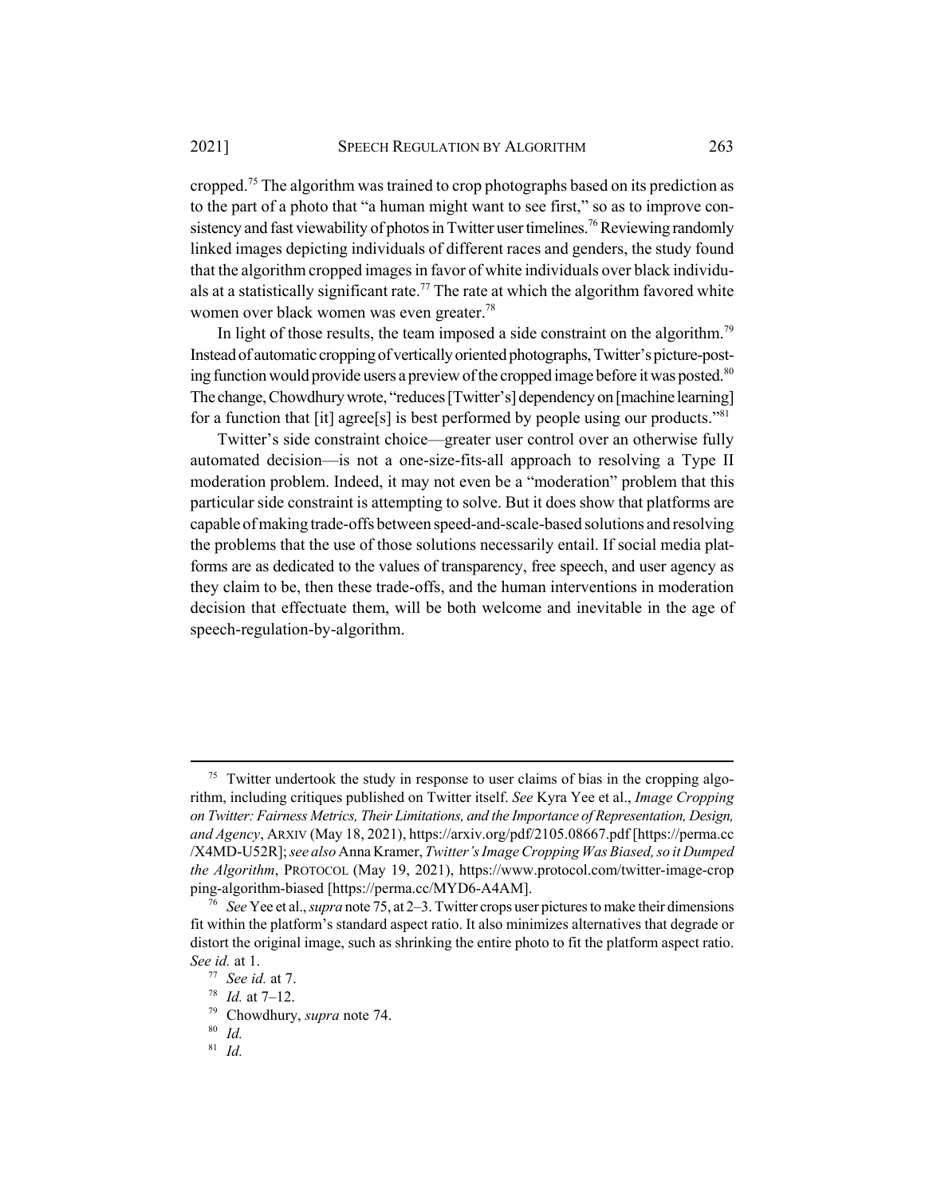cropped.[75] The algorithm was trained to crop photographs based on its prediction as to the part of a photo that "a human might want to see first," so as to improve consistency and fast viewability of photos in Twitter user timelines.[76] Reviewing randomly linked images depicting individuals of different races and genders, the study found that the algorithm cropped images in favor of white individuals over black individuals at a statistically significant rate.[77] The rate at which the algorithm favored white women over black women was even greater.[78]

In light of those results, the team imposed a side constraint on the algorithm.[79] Instead of automatic cropping of vertically oriented photographs, Twitter's picture-posting function would provide users a preview of the cropped image before it was posted.[80] The change, Chowdhury wrote, "reduces [Twitter's] dependency on [machine learning] for a function that [it] agree[s] is best performed by people using our products."[81]

Twitter's side constraint choice—greater user control over an otherwise fully automated decision—is not a one-size-fits-all approach to resolving a Type II moderation problem. Indeed, it may not even be a "moderation" problem that this particular side constraint is attempting to solve. But it does show that platforms are capable of making trade-offs between speed-and-scale-based solutions and resolving the problems that the use of those solutions necessarily entail. If social media platforms are as dedicated to the values of transparency, free speech, and user agency as they claim to be, then these trade-offs, and the human interventions in moderation decision that effectuate them, will be both welcome and inevitable in the age of speech-regulation-by-algorithm.

---

[75] Twitter undertook the study in response to user claims of bias in the cropping algorithm, including critiques published on Twitter itself. *See* Kyra Yee et al., *Image Cropping on Twitter: Fairness Metrics, Their Limitations, and the Importance of Representation, Design, and Agency*, ARXIV (May 18, 2021), https://arxiv.org/pdf/2105.08667.pdf [https://perma.cc/X4MD-U52R]; *see also* Anna Kramer, *Twitter's Image Cropping Was Biased, so it Dumped the Algorithm*, PROTOCOL (May 19, 2021), https://www.protocol.com/twitter-image-cropping-algorithm-biased [https://perma.cc/MYD6-A4AM].

[76] *See* Yee et al., *supra* note 75, at 2–3. Twitter crops user pictures to make their dimensions fit within the platform's standard aspect ratio. It also minimizes alternatives that degrade or distort the original image, such as shrinking the entire photo to fit the platform aspect ratio. *See id.* at 1.

[77] *See id.* at 7.

[78] *Id.* at 7–12.

[79] Chowdhury, *supra* note 74.

[80] *Id.*

[81] *Id.*